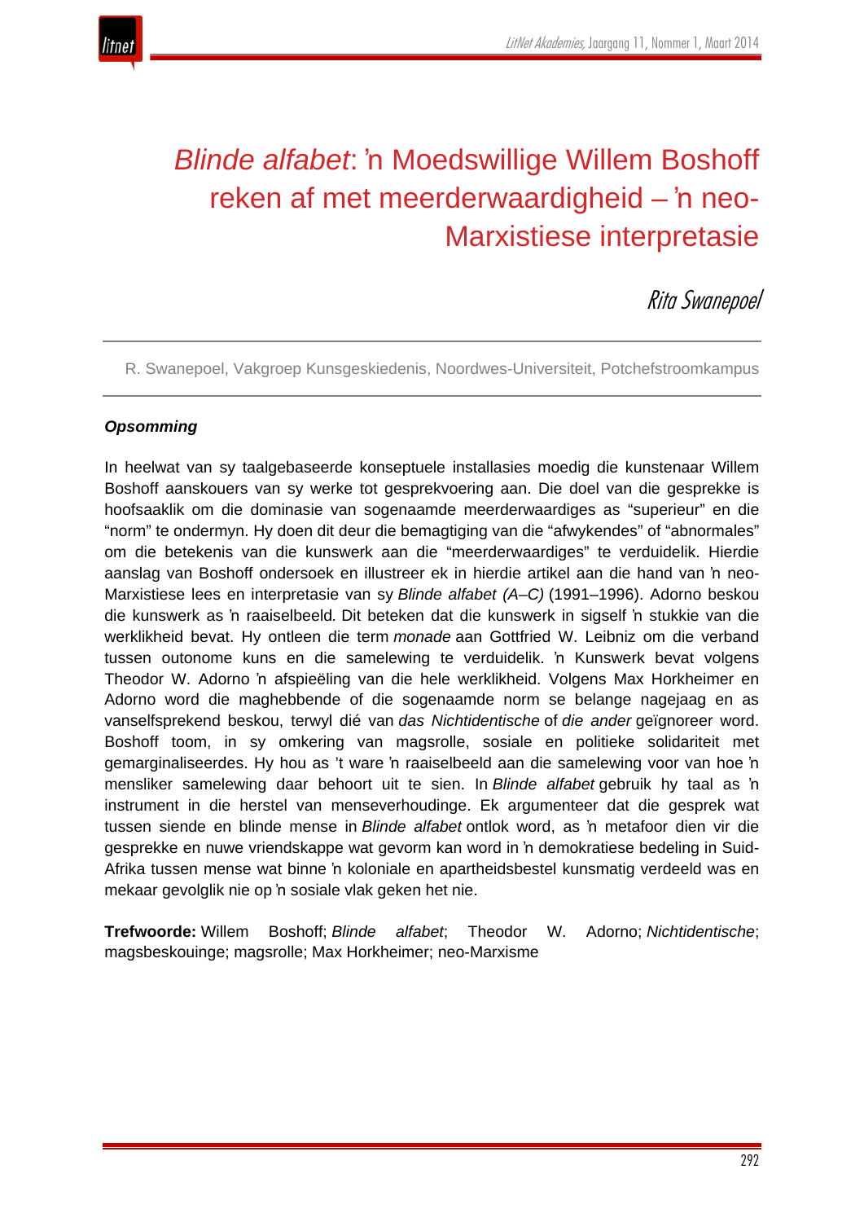# *Blinde alfabet*: ŉ Moedswillige Willem Boshoff reken af met meerderwaardigheid – ŉ neo-Marxistiese interpretasie

*Rita Swanepoel*

R. Swanepoel, Vakgroep Kunsgeskiedenis, Noordwes-Universiteit, Potchefstroomkampus

***Opsomming***

In heelwat van sy taalgebaseerde konseptuele installasies moedig die kunstenaar Willem Boshoff aanskouers van sy werke tot gesprekvoering aan. Die doel van die gesprekke is hoofsaaklik om die dominasie van sogenaamde meerderwaardiges as "superieur" en die "norm" te ondermyn. Hy doen dit deur die bemagtiging van die "afwykendes" of "abnormales" om die betekenis van die kunswerk aan die "meerderwaardiges" te verduidelik. Hierdie aanslag van Boshoff ondersoek en illustreer ek in hierdie artikel aan die hand van ŉ neo-Marxistiese lees en interpretasie van sy *Blinde alfabet (A–C)* (1991–1996). Adorno beskou die kunswerk as ŉ raaiselbeeld*.* Dit beteken dat die kunswerk in sigself ŉ stukkie van die werklikheid bevat. Hy ontleen die term *monade* aan Gottfried W. Leibniz om die verband tussen outonome kuns en die samelewing te verduidelik. ŉ Kunswerk bevat volgens Theodor W. Adorno ŉ afspieëling van die hele werklikheid. Volgens Max Horkheimer en Adorno word die maghebbende of die sogenaamde norm se belange nagejaag en as vanselfsprekend beskou, terwyl dié van *das Nichtidentische* of *die ander* geïgnoreer word. Boshoff toom, in sy omkering van magsrolle, sosiale en politieke solidariteit met gemarginaliseerdes. Hy hou as 't ware ŉ raaiselbeeld aan die samelewing voor van hoe ŉ mensliker samelewing daar behoort uit te sien. In *Blinde alfabet* gebruik hy taal as ŉ instrument in die herstel van menseverhoudinge. Ek argumenteer dat die gesprek wat tussen siende en blinde mense in *Blinde alfabet* ontlok word, as ŉ metafoor dien vir die gesprekke en nuwe vriendskappe wat gevorm kan word in ŉ demokratiese bedeling in Suid-Afrika tussen mense wat binne ŉ koloniale en apartheidsbestel kunsmatig verdeeld was en mekaar gevolglik nie op ŉ sosiale vlak geken het nie.

**Trefwoorde:** Willem Boshoff; *Blinde alfabet*; Theodor W. Adorno; *Nichtidentische*; magsbeskouinge; magsrolle; Max Horkheimer; neo-Marxisme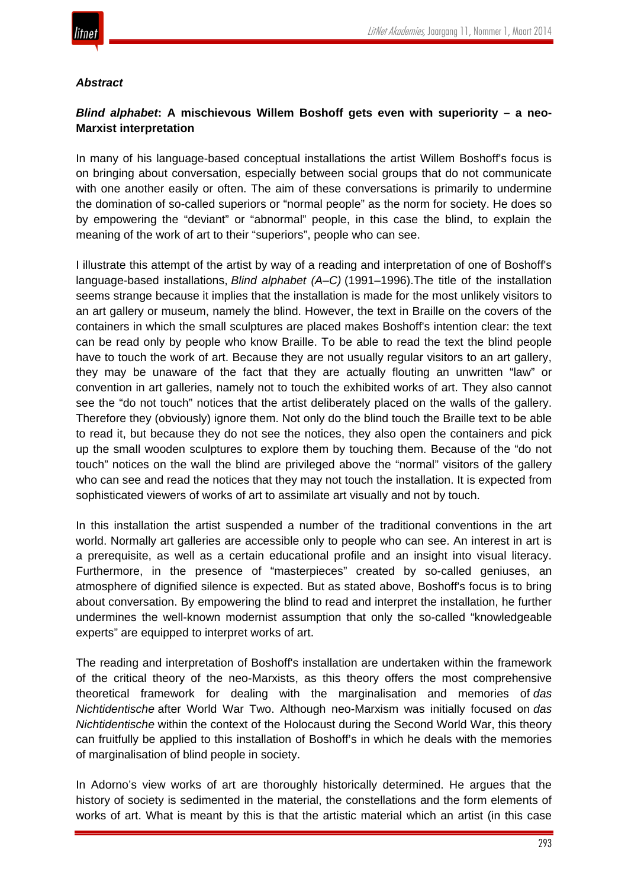### *Abstract*

### ***Blind alphabet*: A mischievous Willem Boshoff gets even with superiority – a neo-Marxist interpretation**

In many of his language-based conceptual installations the artist Willem Boshoff's focus is on bringing about conversation, especially between social groups that do not communicate with one another easily or often. The aim of these conversations is primarily to undermine the domination of so-called superiors or "normal people" as the norm for society. He does so by empowering the "deviant" or "abnormal" people, in this case the blind, to explain the meaning of the work of art to their "superiors", people who can see.

I illustrate this attempt of the artist by way of a reading and interpretation of one of Boshoff's language-based installations, *Blind alphabet (A–C)* (1991–1996).The title of the installation seems strange because it implies that the installation is made for the most unlikely visitors to an art gallery or museum, namely the blind. However, the text in Braille on the covers of the containers in which the small sculptures are placed makes Boshoff's intention clear: the text can be read only by people who know Braille. To be able to read the text the blind people have to touch the work of art. Because they are not usually regular visitors to an art gallery, they may be unaware of the fact that they are actually flouting an unwritten "law" or convention in art galleries, namely not to touch the exhibited works of art. They also cannot see the "do not touch" notices that the artist deliberately placed on the walls of the gallery. Therefore they (obviously) ignore them. Not only do the blind touch the Braille text to be able to read it, but because they do not see the notices, they also open the containers and pick up the small wooden sculptures to explore them by touching them. Because of the "do not touch" notices on the wall the blind are privileged above the "normal" visitors of the gallery who can see and read the notices that they may not touch the installation. It is expected from sophisticated viewers of works of art to assimilate art visually and not by touch.

In this installation the artist suspended a number of the traditional conventions in the art world. Normally art galleries are accessible only to people who can see. An interest in art is a prerequisite, as well as a certain educational profile and an insight into visual literacy. Furthermore, in the presence of "masterpieces" created by so-called geniuses, an atmosphere of dignified silence is expected. But as stated above, Boshoff's focus is to bring about conversation. By empowering the blind to read and interpret the installation, he further undermines the well-known modernist assumption that only the so-called "knowledgeable experts" are equipped to interpret works of art.

The reading and interpretation of Boshoff's installation are undertaken within the framework of the critical theory of the neo-Marxists, as this theory offers the most comprehensive theoretical framework for dealing with the marginalisation and memories of *das Nichtidentische* after World War Two. Although neo-Marxism was initially focused on *das Nichtidentische* within the context of the Holocaust during the Second World War, this theory can fruitfully be applied to this installation of Boshoff's in which he deals with the memories of marginalisation of blind people in society.

In Adorno's view works of art are thoroughly historically determined. He argues that the history of society is sedimented in the material, the constellations and the form elements of works of art. What is meant by this is that the artistic material which an artist (in this case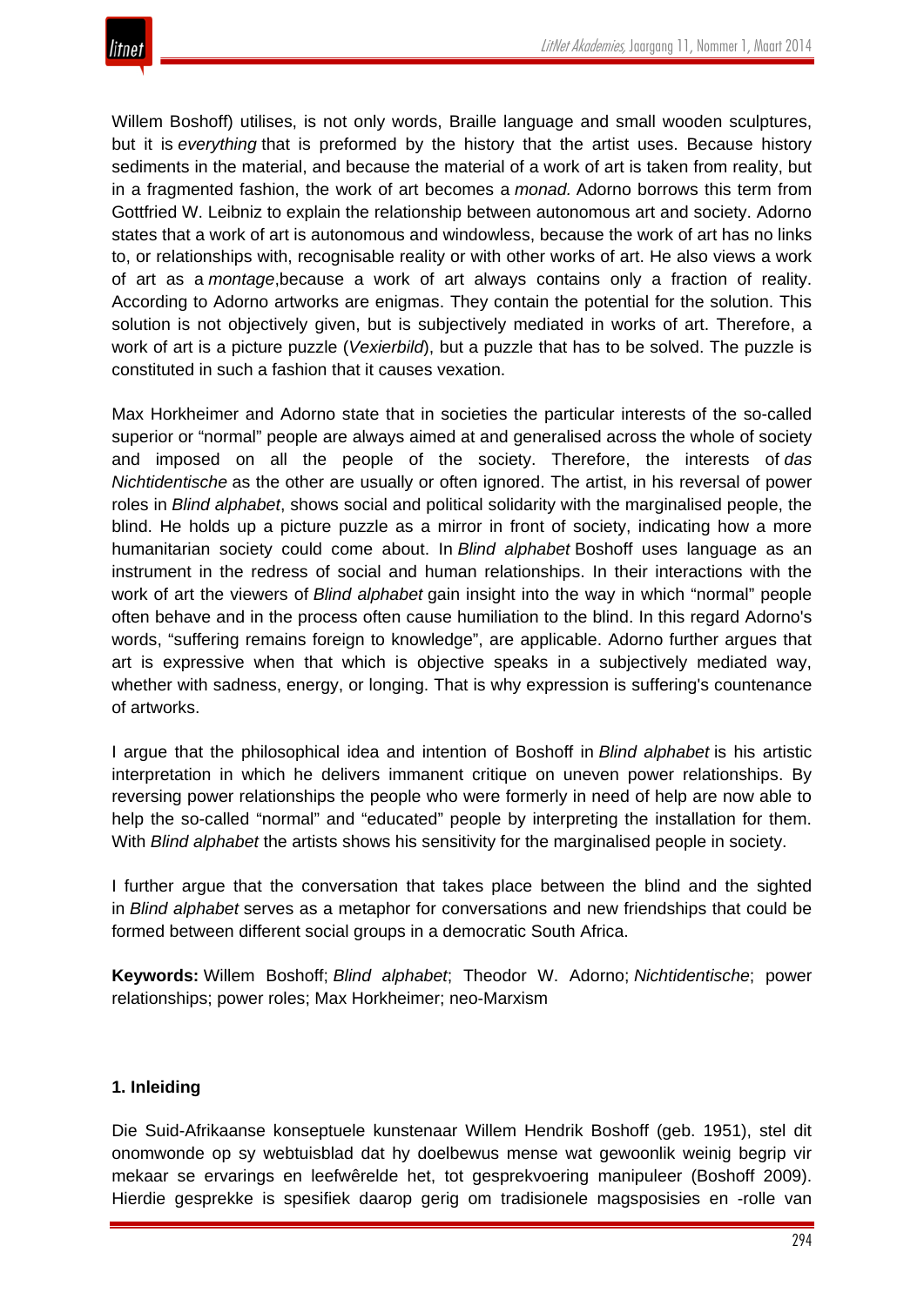Willem Boshoff) utilises, is not only words, Braille language and small wooden sculptures, but it is *everything* that is preformed by the history that the artist uses. Because history sediments in the material, and because the material of a work of art is taken from reality, but in a fragmented fashion, the work of art becomes a *monad.* Adorno borrows this term from Gottfried W. Leibniz to explain the relationship between autonomous art and society. Adorno states that a work of art is autonomous and windowless, because the work of art has no links to, or relationships with, recognisable reality or with other works of art. He also views a work of art as a *montage*,because a work of art always contains only a fraction of reality. According to Adorno artworks are enigmas. They contain the potential for the solution. This solution is not objectively given, but is subjectively mediated in works of art. Therefore, a work of art is a picture puzzle (*Vexierbild*), but a puzzle that has to be solved. The puzzle is constituted in such a fashion that it causes vexation.

Max Horkheimer and Adorno state that in societies the particular interests of the so-called superior or "normal" people are always aimed at and generalised across the whole of society and imposed on all the people of the society. Therefore, the interests of *das Nichtidentische* as the other are usually or often ignored. The artist, in his reversal of power roles in *Blind alphabet*, shows social and political solidarity with the marginalised people, the blind. He holds up a picture puzzle as a mirror in front of society, indicating how a more humanitarian society could come about. In *Blind alphabet* Boshoff uses language as an instrument in the redress of social and human relationships. In their interactions with the work of art the viewers of *Blind alphabet* gain insight into the way in which "normal" people often behave and in the process often cause humiliation to the blind. In this regard Adorno's words, "suffering remains foreign to knowledge", are applicable. Adorno further argues that art is expressive when that which is objective speaks in a subjectively mediated way, whether with sadness, energy, or longing. That is why expression is suffering's countenance of artworks.

I argue that the philosophical idea and intention of Boshoff in *Blind alphabet* is his artistic interpretation in which he delivers immanent critique on uneven power relationships. By reversing power relationships the people who were formerly in need of help are now able to help the so-called "normal" and "educated" people by interpreting the installation for them. With *Blind alphabet* the artists shows his sensitivity for the marginalised people in society.

I further argue that the conversation that takes place between the blind and the sighted in *Blind alphabet* serves as a metaphor for conversations and new friendships that could be formed between different social groups in a democratic South Africa.

**Keywords:** Willem Boshoff; *Blind alphabet*; Theodor W. Adorno; *Nichtidentische*; power relationships; power roles; Max Horkheimer; neo-Marxism

## 1. Inleiding

Die Suid-Afrikaanse konseptuele kunstenaar Willem Hendrik Boshoff (geb. 1951), stel dit onomwonde op sy webtuisblad dat hy doelbewus mense wat gewoonlik weinig begrip vir mekaar se ervarings en leefwêrelde het, tot gesprekvoering manipuleer (Boshoff 2009). Hierdie gesprekke is spesifiek daarop gerig om tradisionele magsposisies en -rolle van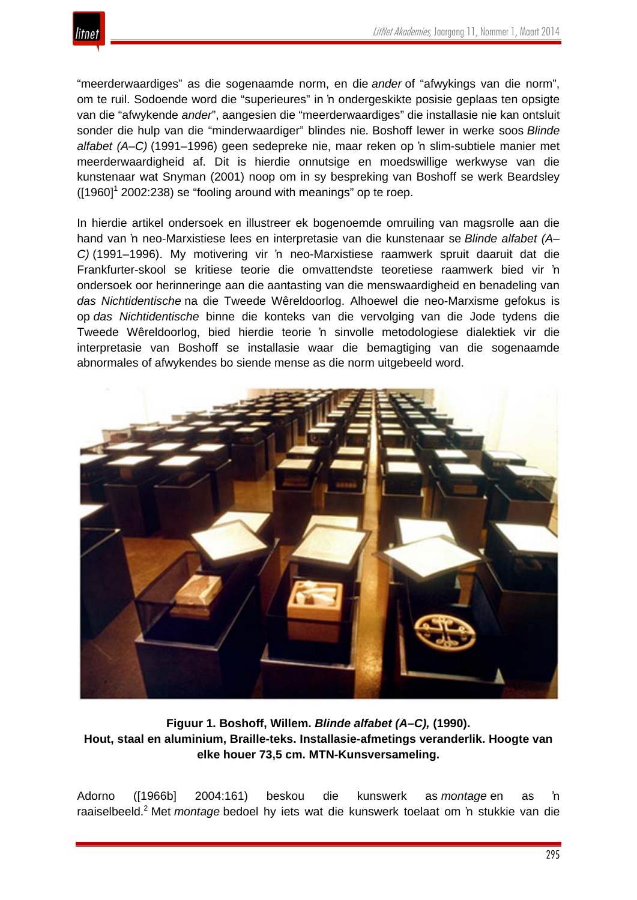"meerderwaardiges" as die sogenaamde norm, en die *ander* of "afwykings van die norm", om te ruil. Sodoende word die "superieures" in 'n ondergeskikte posisie geplaas ten opsigte van die "afwykende *ander*", aangesien die "meerderwaardiges" die installasie nie kan ontsluit sonder die hulp van die "minderwaardiger" blindes nie. Boshoff lewer in werke soos *Blinde alfabet (A–C)* (1991–1996) geen sedepreke nie, maar reken op 'n slim-subtiele manier met meerderwaardigheid af. Dit is hierdie onnutsige en moedswillige werkwyse van die kunstenaar wat Snyman (2001) noop om in sy bespreking van Boshoff se werk Beardsley ([1960][1] 2002:238) se "fooling around with meanings" op te roep.

In hierdie artikel ondersoek en illustreer ek bogenoemde omruiling van magsrolle aan die hand van 'n neo-Marxistiese lees en interpretasie van die kunstenaar se *Blinde alfabet (A–C)* (1991–1996). My motivering vir 'n neo-Marxistiese raamwerk spruit daaruit dat die Frankfurter-skool se kritiese teorie die omvattendste teoretiese raamwerk bied vir 'n ondersoek oor herinneringe aan die aantasting van die menswaardigheid en benadeling van *das Nichtidentische* na die Tweede Wêreldoorlog. Alhoewel die neo-Marxisme gefokus is op *das Nichtidentische* binne die konteks van die vervolging van die Jode tydens die Tweede Wêreldoorlog, bied hierdie teorie 'n sinvolle metodologiese dialektiek vir die interpretasie van Boshoff se installasie waar die bemagtiging van die sogenaamde abnormales of afwykendes bo siende mense as die norm uitgebeeld word.

**Figuur 1. Boshoff, Willem. *Blinde alfabet (A–C),* (1990).**
**Hout, staal en aluminium, Braille-teks. Installasie-afmetings veranderlik. Hoogte van elke houer 73,5 cm. MTN-Kunsversameling.**

Adorno ([1966b] 2004:161) beskou die kunswerk as *montage* en as 'n raaiselbeeld.[2] Met *montage* bedoel hy iets wat die kunswerk toelaat om 'n stukkie van die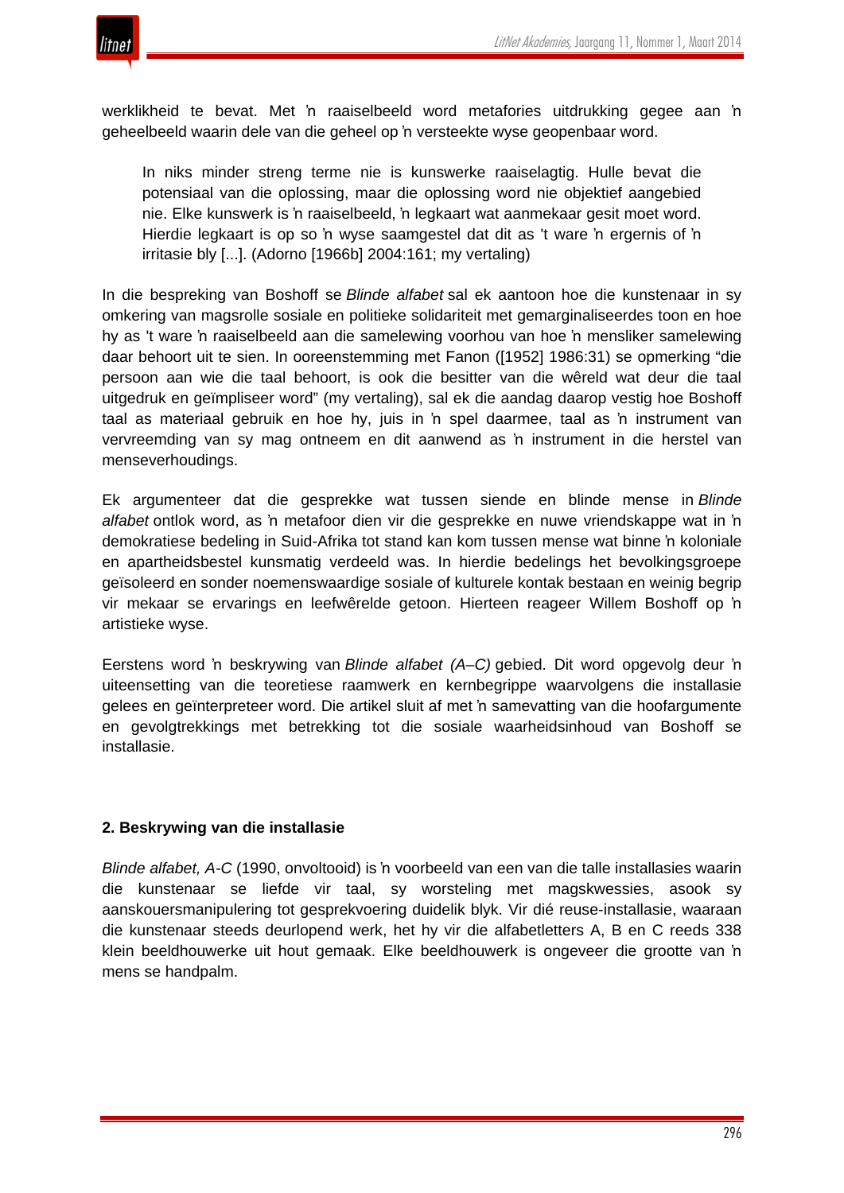werklikheid te bevat. Met ŉ raaiselbeeld word metafories uitdrukking gegee aan ŉ geheelbeeld waarin dele van die geheel op ŉ versteekte wyse geopenbaar word.

> In niks minder streng terme nie is kunswerke raaiselagtig. Hulle bevat die potensiaal van die oplossing, maar die oplossing word nie objektief aangebied nie. Elke kunswerk is ŉ raaiselbeeld, ŉ legkaart wat aanmekaar gesit moet word. Hierdie legkaart is op so ŉ wyse saamgestel dat dit as 't ware ŉ ergernis of ŉ irritasie bly [...]. (Adorno [1966b] 2004:161; my vertaling)

In die bespreking van Boshoff se *Blinde alfabet* sal ek aantoon hoe die kunstenaar in sy omkering van magsrolle sosiale en politieke solidariteit met gemarginaliseerdes toon en hoe hy as 't ware ŉ raaiselbeeld aan die samelewing voorhou van hoe ŉ mensliker samelewing daar behoort uit te sien. In ooreenstemming met Fanon ([1952] 1986:31) se opmerking "die persoon aan wie die taal behoort, is ook die besitter van die wêreld wat deur die taal uitgedruk en geïmpliseer word" (my vertaling), sal ek die aandag daarop vestig hoe Boshoff taal as materiaal gebruik en hoe hy, juis in ŉ spel daarmee, taal as ŉ instrument van vervreemding van sy mag ontneem en dit aanwend as ŉ instrument in die herstel van menseverhoudings.

Ek argumenteer dat die gesprekke wat tussen siende en blinde mense in *Blinde alfabet* ontlok word, as ŉ metafoor dien vir die gesprekke en nuwe vriendskappe wat in ŉ demokratiese bedeling in Suid-Afrika tot stand kan kom tussen mense wat binne ŉ koloniale en apartheidsbestel kunsmatig verdeeld was. In hierdie bedelings het bevolkingsgroepe geïsoleerd en sonder noemenswaardige sosiale of kulturele kontak bestaan en weinig begrip vir mekaar se ervarings en leefwêrelde getoon. Hierteen reageer Willem Boshoff op ŉ artistieke wyse.

Eerstens word ŉ beskrywing van *Blinde alfabet (A–C)* gebied. Dit word opgevolg deur ŉ uiteensetting van die teoretiese raamwerk en kernbegrippe waarvolgens die installasie gelees en geïnterpreteer word. Die artikel sluit af met ŉ samevatting van die hoofargumente en gevolgtrekkings met betrekking tot die sosiale waarheidsinhoud van Boshoff se installasie.

## 2. Beskrywing van die installasie

*Blinde alfabet, A-C* (1990, onvoltooid) is ŉ voorbeeld van een van die talle installasies waarin die kunstenaar se liefde vir taal, sy worsteling met magskwessies, asook sy aanskouersmanipulering tot gespreksvoering duidelik blyk. Vir dié reuse-installasie, waaraan die kunstenaar steeds deurlopend werk, het hy vir die alfabetletters A, B en C reeds 338 klein beeldhouwerke uit hout gemaak. Elke beeldhouwerk is ongeveer die grootte van ŉ mens se handpalm.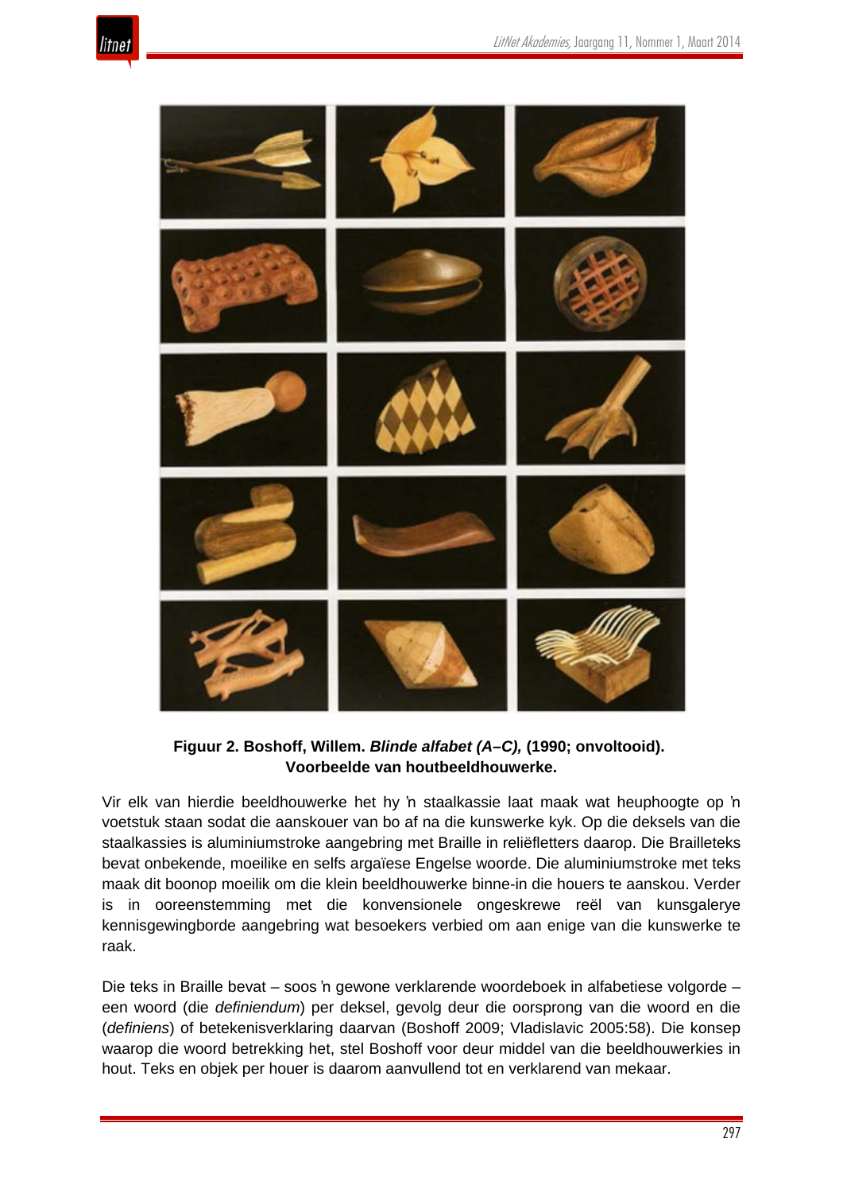**Figuur 2. Boshoff, Willem. *Blinde alfabet (A–C),* (1990; onvoltooid). Voorbeelde van houtbeeldhouwerke.**

Vir elk van hierdie beeldhouwerke het hy ŉ staalkassie laat maak wat heuphoogte op ŉ voetstuk staan sodat die aanskouer van bo af na die kunswerke kyk. Op die deksels van die staalkassies is aluminiumstroke aangebring met Braille in reliëfletters daarop. Die Brailleteks bevat onbekende, moeilike en selfs argaïese Engelse woorde. Die aluminiumstroke met teks maak dit boonop moeilik om die klein beeldhouwerke binne-in die houers te aanskou. Verder is in ooreenstemming met die konvensionele ongeskrewe reël van kunsgalerye kennisgewingborde aangebring wat besoekers verbied om aan enige van die kunswerke te raak.

Die teks in Braille bevat – soos ŉ gewone verklarende woordeboek in alfabetiese volgorde – een woord (die *definiendum*) per deksel, gevolg deur die oorsprong van die woord en die (*definiens*) of betekenisverklaring daarvan (Boshoff 2009; Vladislavic 2005:58). Die konsep waarop die woord betrekking het, stel Boshoff voor deur middel van die beeldhouwerkies in hout. Teks en objek per houer is daarom aanvullend tot en verklarend van mekaar.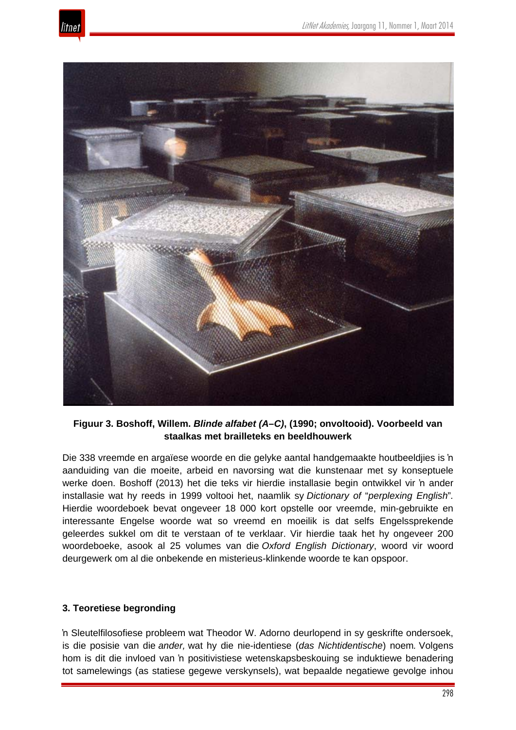**Figuur 3. Boshoff, Willem. *Blinde alfabet (A–C)*, (1990; onvoltooid). Voorbeeld van staalkas met brailleteks en beeldhouwerk**

Die 338 vreemde en argaïese woorde en die gelyke aantal handgemaakte houtbeeldjies is 'n aanduiding van die moeite, arbeid en navorsing wat die kunstenaar met sy konseptuele werke doen. Boshoff (2013) het die teks vir hierdie installasie begin ontwikkel vir 'n ander installasie wat hy reeds in 1999 voltooi het, naamlik sy *Dictionary of* "*perplexing English*". Hierdie woordeboek bevat ongeveer 18 000 kort opstelle oor vreemde, min-gebruikte en interessante Engelse woorde wat so vreemd en moeilik is dat selfs Engelssprekende geleerdes sukkel om dit te verstaan of te verklaar. Vir hierdie taak het hy ongeveer 200 woordeboeke, asook al 25 volumes van die *Oxford English Dictionary*, woord vir woord deurgewerk om al die onbekende en misterieus-klinkende woorde te kan opspoor.

### 3. Teoretiese begronding

'n Sleutelfilosofiese probleem wat Theodor W. Adorno deurlopend in sy geskrifte ondersoek, is die posisie van die *ander,* wat hy die nie-identiese (*das Nichtidentische*) noem. Volgens hom is dit die invloed van 'n positivistiese wetenskapsbeskouing se induktiewe benadering tot samelewings (as statiese gegewe verskynsels), wat bepaalde negatiewe gevolge inhou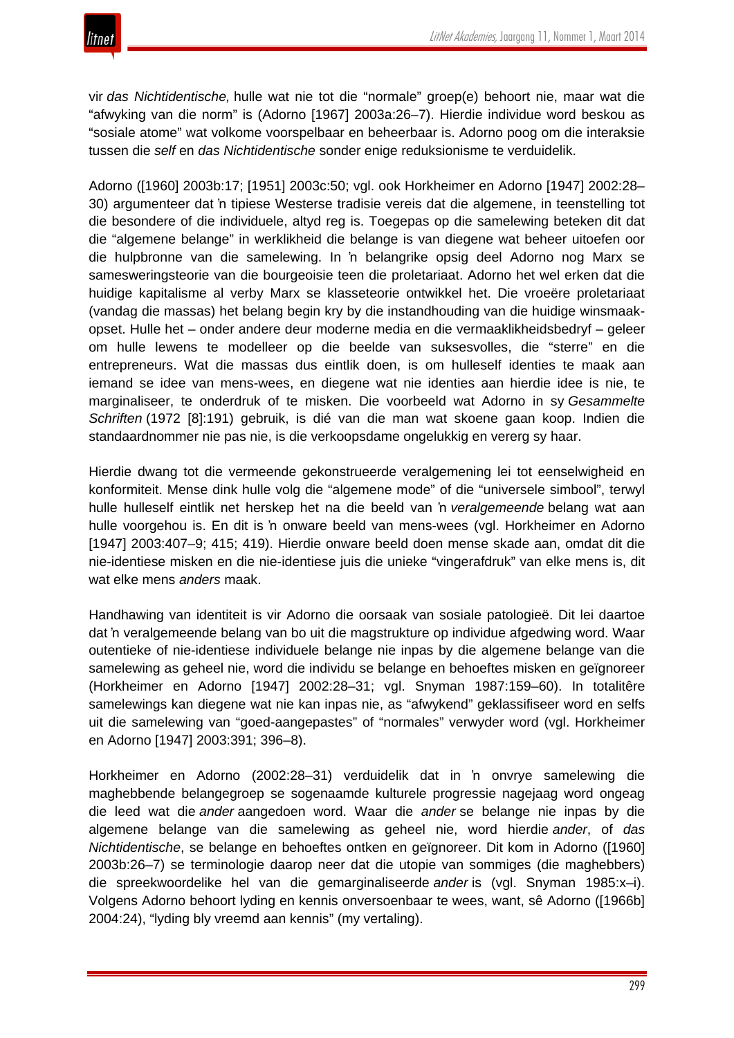vir *das Nichtidentische,* hulle wat nie tot die "normale" groep(e) behoort nie, maar wat die "afwyking van die norm" is (Adorno [1967] 2003a:26–7). Hierdie individue word beskou as "sosiale atome" wat volkome voorspelbaar en beheerbaar is. Adorno poog om die interaksie tussen die *self* en *das Nichtidentische* sonder enige reduksionisme te verduidelik.

Adorno ([1960] 2003b:17; [1951] 2003c:50; vgl. ook Horkheimer en Adorno [1947] 2002:28–30) argumenteer dat 'n tipiese Westerse tradisie vereis dat die algemene, in teenstelling tot die besondere of die individuele, altyd reg is. Toegepas op die samelewing beteken dit dat die "algemene belange" in werklikheid die belange is van diegene wat beheer uitoefen oor die hulpbronne van die samelewing. In 'n belangrike opsig deel Adorno nog Marx se sameseweringsteorie van die bourgeoisie teen die proletariaat. Adorno het wel erken dat die huidige kapitalisme al verby Marx se klasseteorie ontwikkel het. Die vroeëre proletariaat (vandag die massas) het belang begin kry by die instandhouding van die huidige winsmaak-opset. Hulle het – onder andere deur moderne media en die vermaaklikheidsbedryf – geleer om hulle lewens te modelleer op die beelde van suksesvolles, die "sterre" en die entrepreneurs. Wat die massas dus eintlik doen, is om hulleself identies te maak aan iemand se idee van mens-wees, en diegene wat nie identies aan hierdie idee is nie, te marginaliseer, te onderdruk of te misken. Die voorbeeld wat Adorno in sy *Gesammelte Schriften* (1972 [8]:191) gebruik, is dié van die man wat skoene gaan koop. Indien die standaardnommer nie pas nie, is die verkoopsdame ongelukkig en vererg sy haar.

Hierdie dwang tot die vermeende gekonstrueerde veralgemening lei tot eenselwigheid en konformiteit. Mense dink hulle volg die "algemene mode" of die "universele simbool", terwyl hulle hulleself eintlik net herskep het na die beeld van 'n *veralgemeende* belang wat aan hulle voorgehou is. En dit is 'n onware beeld van mens-wees (vgl. Horkheimer en Adorno [1947] 2003:407–9; 415; 419). Hierdie onware beeld doen mense skade aan, omdat dit die nie-identiese misken en die nie-identiese juis die unieke "vingerafdruk" van elke mens is, dit wat elke mens *anders* maak.

Handhawing van identiteit is vir Adorno die oorsaak van sosiale patologieë. Dit lei daartoe dat 'n veralgemeende belang van bo uit die magstrukture op individue afgedwing word. Waar outentieke of nie-identiese individuele belange nie inpas by die algemene belange van die samelewing as geheel nie, word die individu se belange en behoeftes misken en geïgnoreer (Horkheimer en Adorno [1947] 2002:28–31; vgl. Snyman 1987:159–60). In totalitêre samelewings kan diegene wat nie kan inpas nie, as "afwykend" geklassifiseer word en selfs uit die samelewing van "goed-aangepastes" of "normales" verwyder word (vgl. Horkheimer en Adorno [1947] 2003:391; 396–8).

Horkheimer en Adorno (2002:28–31) verduidelik dat in 'n onvrye samelewing die maghebbende belangegroep se sogenaamde kulturele progressie nagejaag word ongeag die leed wat die *ander* aangedoen word. Waar die *ander* se belange nie inpas by die algemene belange van die samelewing as geheel nie, word hierdie *ander*, of *das Nichtidentische*, se belange en behoeftes ontken en geïgnoreer. Dit kom in Adorno ([1960] 2003b:26–7) se terminologie daarop neer dat die utopie van sommiges (die maghebbers) die spreekwoordelike hel van die gemarginaliseerde *ander* is (vgl. Snyman 1985:x–i). Volgens Adorno behoort lyding en kennis onversoenbaar te wees, want, sê Adorno ([1966b] 2004:24), "lyding bly vreemd aan kennis" (my vertaling).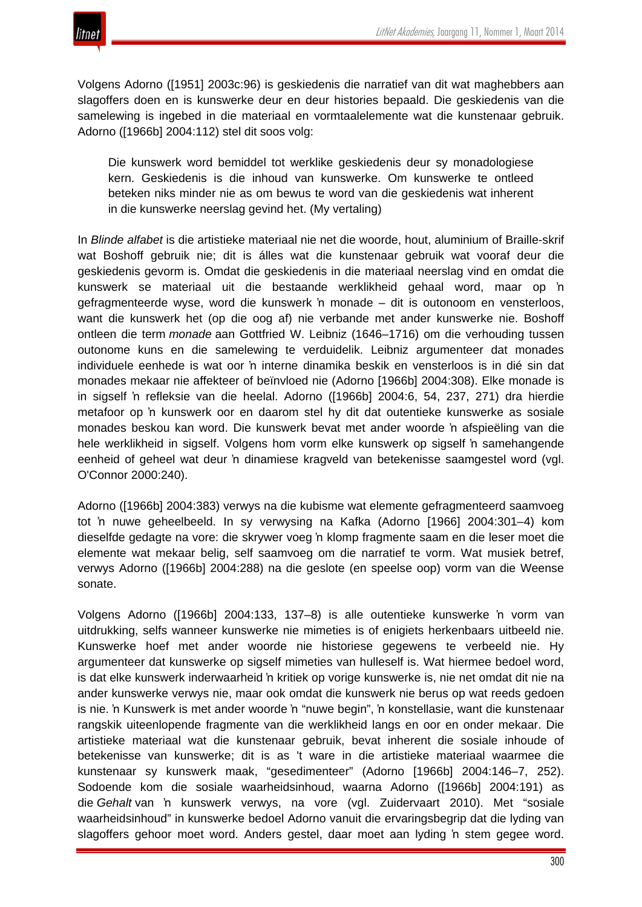Volgens Adorno ([1951] 2003c:96) is geskiedenis die narratief van dit wat maghebbers aan slagoffers doen en is kunswerke deur en deur histories bepaald. Die geskiedenis van die samelewing is ingebed in die materiaal en vormtaalelemente wat die kunstenaar gebruik. Adorno ([1966b] 2004:112) stel dit soos volg:

> Die kunswerk word bemiddel tot werklike geskiedenis deur sy monadologiese kern. Geskiedenis is die inhoud van kunswerke. Om kunswerke te ontleed beteken niks minder nie as om bewus te word van die geskiedenis wat inherent in die kunswerke neerslag gevind het. (My vertaling)

In *Blinde alfabet* is die artistieke materiaal nie net die woorde, hout, aluminium of Braille-skrif wat Boshoff gebruik nie; dit is álles wat die kunstenaar gebruik wat vooraf deur die geskiedenis gevorm is. Omdat die geskiedenis in die materiaal neerslag vind en omdat die kunswerk se materiaal uit die bestaande werklikheid gehaal word, maar op ŉ gefragmenteerde wyse, word die kunswerk ŉ monade – dit is outonoom en vensterloos, want die kunswerk het (op die oog af) nie verbande met ander kunswerke nie. Boshoff ontleen die term *monade* aan Gottfried W. Leibniz (1646–1716) om die verhouding tussen outonome kuns en die samelewing te verduidelik. Leibniz argumenteer dat monades individuele eenhede is wat oor ŉ interne dinamika beskik en vensterloos is in dié sin dat monades mekaar nie affekteer of beïnvloed nie (Adorno [1966b] 2004:308). Elke monade is in sigself ŉ refleksie van die heelal. Adorno ([1966b] 2004:6, 54, 237, 271) dra hierdie metafoor op ŉ kunswerk oor en daarom stel hy dit dat outentieke kunswerke as sosiale monades beskou kan word. Die kunswerk bevat met ander woorde ŉ afspieëling van die hele werklikheid in sigself. Volgens hom vorm elke kunswerk op sigself ŉ samehangende eenheid of geheel wat deur ŉ dinamiese kragveld van betekenisse saamgestel word (vgl. O'Connor 2000:240).

Adorno ([1966b] 2004:383) verwys na die kubisme wat elemente gefragmenteerd saamvoeg tot ŉ nuwe geheelbeeld. In sy verwysing na Kafka (Adorno [1966] 2004:301–4) kom dieselfde gedagte na vore: die skrywer voeg ŉ klomp fragmente saam en die leser moet die elemente wat mekaar belig, self saamvoeg om die narratief te vorm. Wat musiek betref, verwys Adorno ([1966b] 2004:288) na die geslote (en speelse oop) vorm van die Weense sonate.

Volgens Adorno ([1966b] 2004:133, 137–8) is alle outentieke kunswerke ŉ vorm van uitdrukking, selfs wanneer kunswerke nie mimeties is of enigiets herkenbaars uitbeeld nie. Kunswerke hoef met ander woorde nie historiese gegewens te verbeeld nie. Hy argumenteer dat kunswerke op sigself mimeties van hulleself is. Wat hiermee bedoel word, is dat elke kunswerk inderwaarheid ŉ kritiek op vorige kunswerke is, nie net omdat dit nie na ander kunswerke verwys nie, maar ook omdat die kunswerk nie berus op wat reeds gedoen is nie. ŉ Kunswerk is met ander woorde ŉ "nuwe begin", ŉ konstellasie, want die kunstenaar rangskik uiteenlopende fragmente van die werklikheid langs en oor en onder mekaar. Die artistieke materiaal wat die kunstenaar gebruik, bevat inherent die sosiale inhoude of betekenisse van kunswerke; dit is as 't ware in die artistieke materiaal waarmee die kunstenaar sy kunswerk maak, "gesedimenteer" (Adorno [1966b] 2004:146–7, 252). Sodoende kom die sosiale waarheidsinhoud, waarna Adorno ([1966b] 2004:191) as die *Gehalt* van ŉ kunswerk verwys, na vore (vgl. Zuidervaart 2010). Met "sosiale waarheidsinhoud" in kunswerke bedoel Adorno vanuit die ervaringsbegrip dat die lyding van slagoffers gehoor moet word. Anders gestel, daar moet aan lyding ŉ stem gegee word.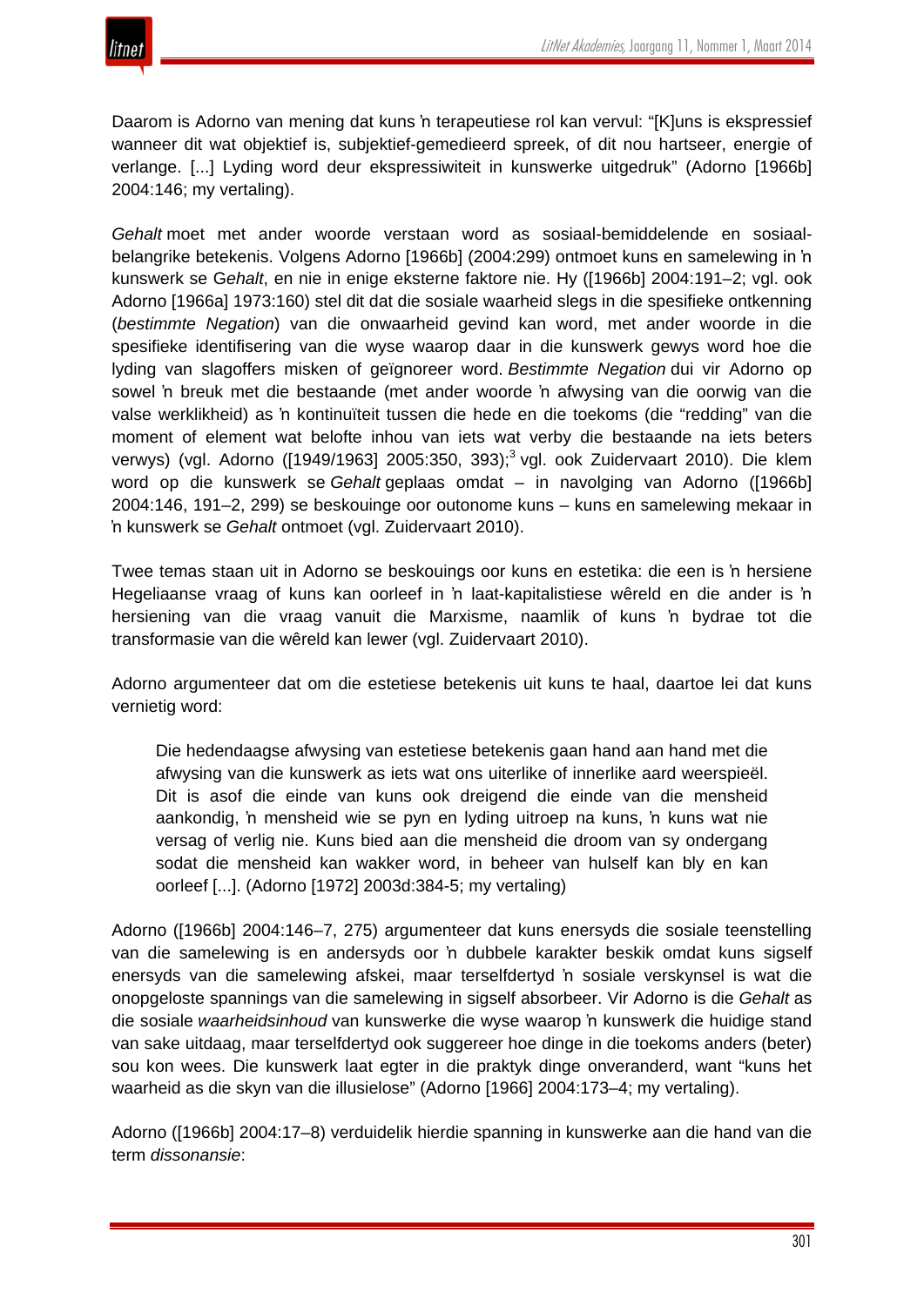Daarom is Adorno van mening dat kuns ŉ terapeutiese rol kan vervul: "[K]uns is ekspressief wanneer dit wat objektief is, subjektief-gemedieerd spreek, of dit nou hartseer, energie of verlange. [...] Lyding word deur ekspressiwiteit in kunswerke uitgedruk" (Adorno [1966b] 2004:146; my vertaling).

*Gehalt* moet met ander woorde verstaan word as sosiaal-bemiddelende en sosiaal-belangrike betekenis. Volgens Adorno [1966b] (2004:299) ontmoet kuns en samelewing in ŉ kunswerk se G*ehalt*, en nie in enige eksterne faktore nie. Hy ([1966b] 2004:191–2; vgl. ook Adorno [1966a] 1973:160) stel dit dat die sosiale waarheid slegs in die spesifieke ontkenning (*bestimmte Negation*) van die onwaarheid gevind kan word, met ander woorde in die spesifieke identifisering van die wyse waarop daar in die kunswerk gewys word hoe die lyding van slagoffers misken of geïgnoreer word. *Bestimmte Negation* dui vir Adorno op sowel ŉ breuk met die bestaande (met ander woorde ŉ afwysing van die oorwig van die valse werklikheid) as ŉ kontinuïteit tussen die hede en die toekoms (die "redding" van die moment of element wat belofte inhou van iets wat verby die bestaande na iets beters verwys) (vgl. Adorno ([1949/1963] 2005:350, 393);[3] vgl. ook Zuidervaart 2010). Die klem word op die kunswerk se *Gehalt* geplaas omdat – in navolging van Adorno ([1966b] 2004:146, 191–2, 299) se beskouinge oor outonome kuns – kuns en samelewing mekaar in ŉ kunswerk se *Gehalt* ontmoet (vgl. Zuidervaart 2010).

Twee temas staan uit in Adorno se beskouings oor kuns en estetika: die een is ŉ hersiene Hegeliaanse vraag of kuns kan oorleef in ŉ laat-kapitalistiese wêreld en die ander is ŉ hersiening van die vraag vanuit die Marxisme, naamlik of kuns ŉ bydrae tot die transformasie van die wêreld kan lewer (vgl. Zuidervaart 2010).

Adorno argumenteer dat om die estetiese betekenis uit kuns te haal, daartoe lei dat kuns vernietig word:

> Die hedendaagse afwysing van estetiese betekenis gaan hand aan hand met die afwysing van die kunswerk as iets wat ons uiterlike of innerlike aard weerspieël. Dit is asof die einde van kuns ook dreigend die einde van die mensheid aankondig, ŉ mensheid wie se pyn en lyding uitroep na kuns, ŉ kuns wat nie versag of verlig nie. Kuns bied aan die mensheid die droom van sy ondergang sodat die mensheid kan wakker word, in beheer van hulself kan bly en kan oorleef [...]. (Adorno [1972] 2003d:384-5; my vertaling)

Adorno ([1966b] 2004:146–7, 275) argumenteer dat kuns enersyds die sosiale teenstelling van die samelewing is en andersyds oor ŉ dubbele karakter beskik omdat kuns sigself enersyds van die samelewing afskei, maar terselfdertyd ŉ sosiale verskynsel is wat die onopgeloste spannings van die samelewing in sigself absorbeer. Vir Adorno is die *Gehalt* as die sosiale *waarheidsinhoud* van kunswerke die wyse waarop ŉ kunswerk die huidige stand van sake uitdaag, maar terselfdertyd ook suggereer hoe dinge in die toekoms anders (beter) sou kon wees. Die kunswerk laat egter in die praktyk dinge onveranderd, want "kuns het waarheid as die skyn van die illusielose" (Adorno [1966] 2004:173–4; my vertaling).

Adorno ([1966b] 2004:17–8) verduidelik hierdie spanning in kunswerke aan die hand van die term *dissonansie*: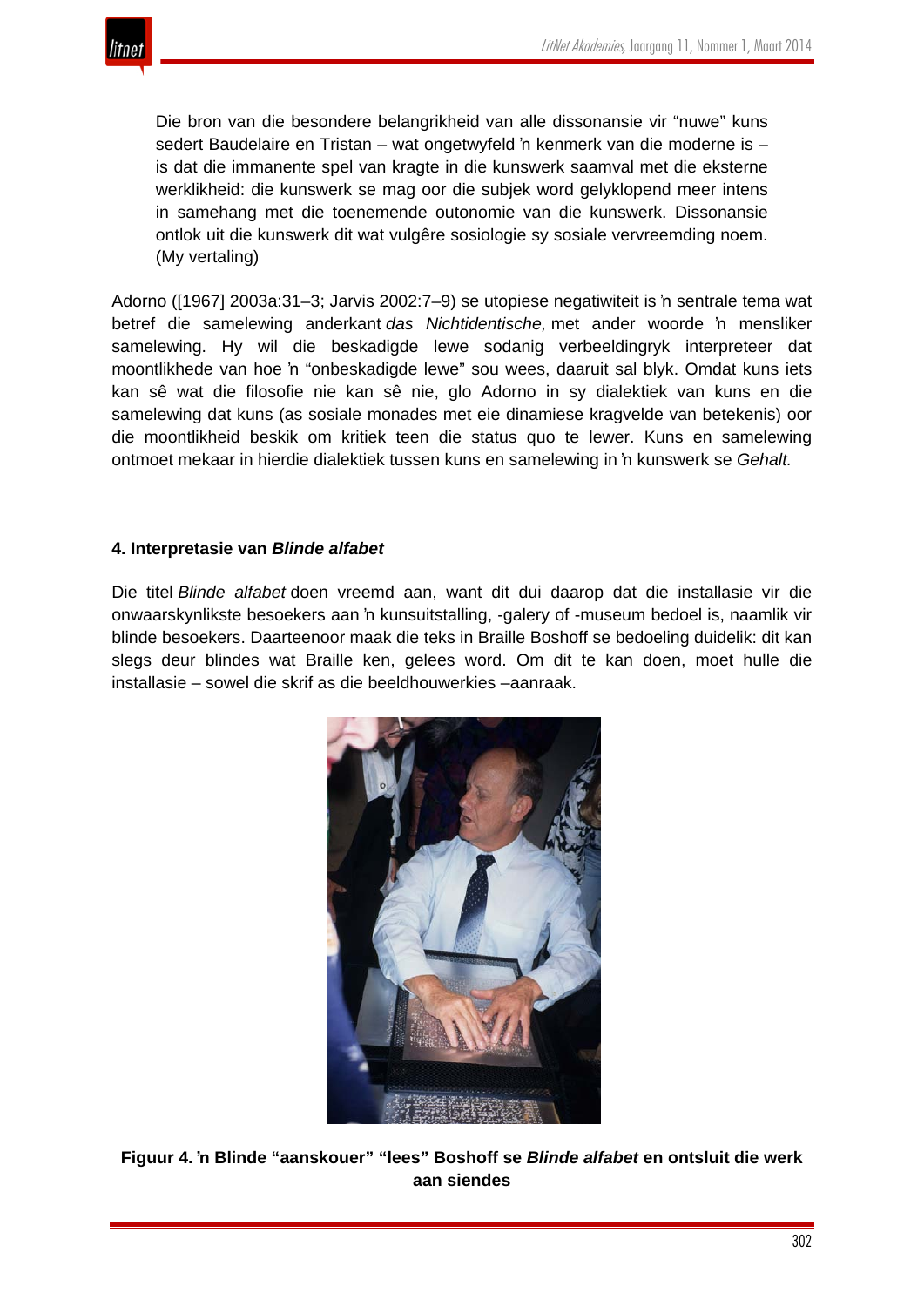> Die bron van die besondere belangrikheid van alle dissonansie vir "nuwe" kuns sedert Baudelaire en Tristan – wat ongetwyfeld 'n kenmerk van die moderne is – is dat die immanente spel van kragte in die kunswerk saamval met die eksterne werklikheid: die kunswerk se mag oor die subjek word gelyklopend meer intens in samehang met die toenemende outonomie van die kunswerk. Dissonansie ontlok uit die kunswerk dit wat vulgêre sosiologie sy sosiale vervreemding noem. (My vertaling)

Adorno ([1967] 2003a:31–3; Jarvis 2002:7–9) se utopiese negatiwiteit is 'n sentrale tema wat betref die samelewing anderkant *das Nichtidentische,* met ander woorde 'n mensliker samelewing. Hy wil die beskadigde lewe sodanig verbeeldingryk interpreteer dat moontlikhede van hoe 'n "onbeskadigde lewe" sou wees, daaruit sal blyk. Omdat kuns iets kan sê wat die filosofie nie kan sê nie, glo Adorno in sy dialektiek van kuns en die samelewing dat kuns (as sosiale monades met eie dinamiese kragvelde van betekenis) oor die moontlikheid beskik om kritiek teen die status quo te lewer. Kuns en samelewing ontmoet mekaar in hierdie dialektiek tussen kuns en samelewing in 'n kunswerk se *Gehalt.*

## 4. Interpretasie van *Blinde alfabet*

Die titel *Blinde alfabet* doen vreemd aan, want dit dui daarop dat die installasie vir die onwaarskynlikste besoekers aan 'n kunsuitstalling, -galery of -museum bedoel is, naamlik vir blinde besoekers. Daarteenoor maak die teks in Braille Boshoff se bedoeling duidelik: dit kan slegs deur blindes wat Braille ken, gelees word. Om dit te kan doen, moet hulle die installasie – sowel die skrif as die beeldhouwerkies –aanraak.

**Figuur 4. 'n Blinde "aanskouer" "lees" Boshoff se *Blinde alfabet* en ontsluit die werk aan siendes**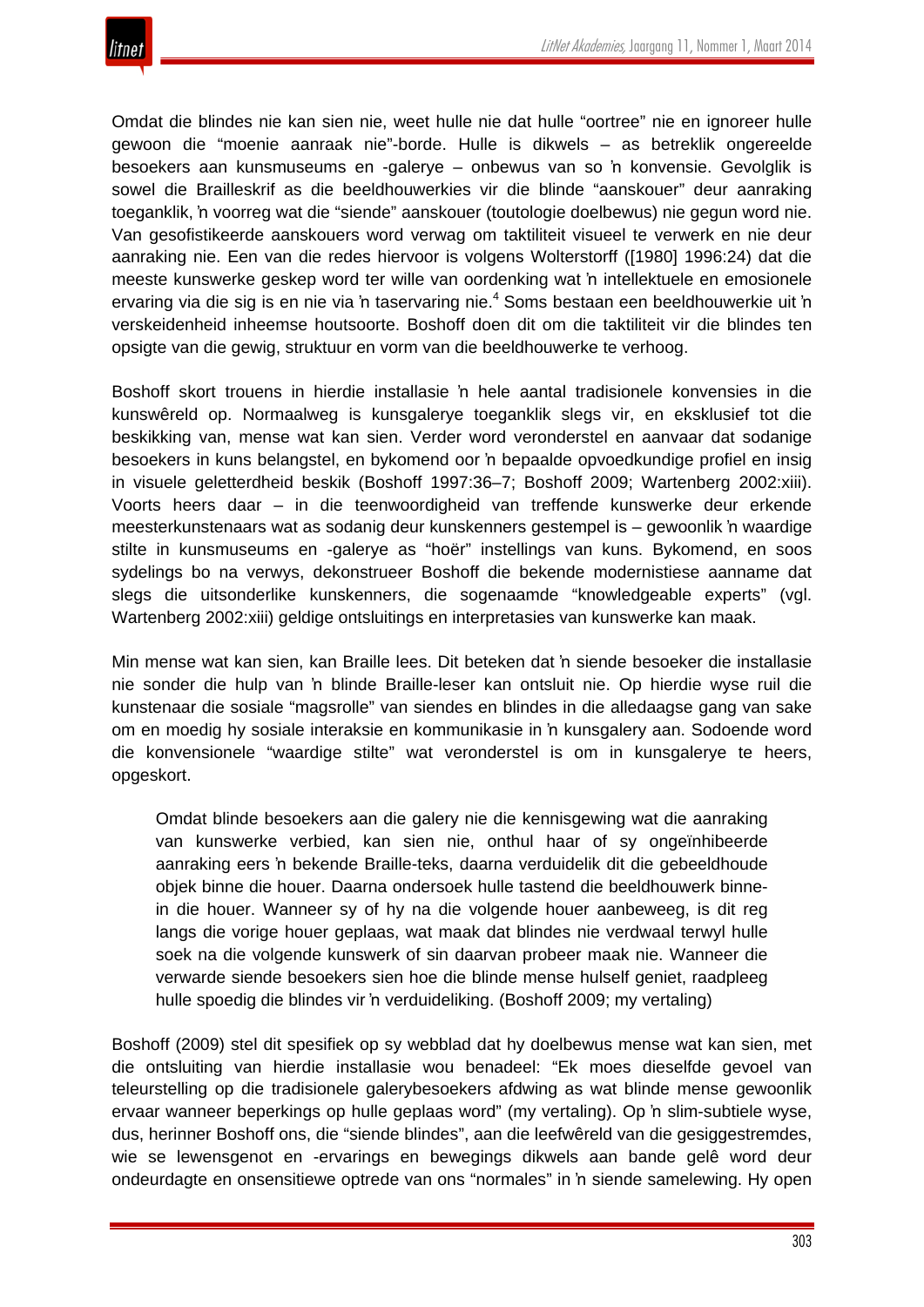Omdat die blindes nie kan sien nie, weet hulle nie dat hulle "oortree" nie en ignoreer hulle gewoon die "moenie aanraak nie"-borde. Hulle is dikwels – as betreklik ongereelde besoekers aan kunsmuseums en -galerye – onbewus van so 'n konvensie. Gevolglik is sowel die Brailleskrif as die beeldhouwerkies vir die blinde "aanskouer" deur aanraking toeganklik, 'n voorreg wat die "siende" aanskouer (toutologie doelbewus) nie gegun word nie. Van gesofistikeerde aanskouers word verwag om taktiliteit visueel te verwerk en nie deur aanraking nie. Een van die redes hiervoor is volgens Wolterstorff ([1980] 1996:24) dat die meeste kunswerke geskep word ter wille van oordenking wat 'n intellektuele en emosionele ervaring via die sig is en nie via 'n taservaring nie.[4] Soms bestaan een beeldhouwerkie uit 'n verskeidenheid inheemse houtsoorte. Boshoff doen dit om die taktiliteit vir die blindes ten opsigte van die gewig, struktuur en vorm van die beeldhouwerke te verhoog.

Boshoff skort trouens in hierdie installasie 'n hele aantal tradisionele konvensies in die kunswêreld op. Normaalweg is kunsgalerye toeganklik slegs vir, en eksklusief tot die beskikking van, mense wat kan sien. Verder word veronderstel en aanvaar dat sodanige besoekers in kuns belangstel, en bykomend oor 'n bepaalde opvoedkundige profiel en insig in visuele geletterdheid beskik (Boshoff 1997:36–7; Boshoff 2009; Wartenberg 2002:xiii). Voorts heers daar – in die teenwoordigheid van treffende kunswerke deur erkende meesterkunstenaars wat as sodanig deur kunskenners gestempel is – gewoonlik 'n waardige stilte in kunsmuseums en -galerye as "hoër" instellings van kuns. Bykomend, en soos sydelings bo na verwys, dekonstrueer Boshoff die bekende modernistiese aanname dat slegs die uitsonderlike kunskenners, die sogenaamde "knowledgeable experts" (vgl. Wartenberg 2002:xiii) geldige ontsluitings en interpretasies van kunswerke kan maak.

Min mense wat kan sien, kan Braille lees. Dit beteken dat 'n siende besoeker die installasie nie sonder die hulp van 'n blinde Braille-leser kan ontsluit nie. Op hierdie wyse ruil die kunstenaar die sosiale "magsrolle" van siendes en blindes in die alledaagse gang van sake om en moedig hy sosiale interaksie en kommunikasie in 'n kunsgalery aan. Sodoende word die konvensionele "waardige stilte" wat veronderstel is om in kunsgalerye te heers, opgeskort.

> Omdat blinde besoekers aan die galery nie die kennisgewing wat die aanraking van kunswerke verbied, kan sien nie, onthul haar of sy ongeïnhibeerde aanraking eers 'n bekende Braille-teks, daarna verduidelik dit die gebeeldhoude objek binne die houer. Daarna ondersoek hulle tastend die beeldhouwerk binne-in die houer. Wanneer sy of hy na die volgende houer aanbeweeg, is dit reg langs die vorige houer geplaas, wat maak dat blindes nie verdwaal terwyl hulle soek na die volgende kunswerk of sin daarvan probeer maak nie. Wanneer die verwarde siende besoekers sien hoe die blinde mense hulself geniet, raadpleeg hulle spoedig die blindes vir 'n verduideliking. (Boshoff 2009; my vertaling)

Boshoff (2009) stel dit spesifiek op sy webblad dat hy doelbewus mense wat kan sien, met die ontsluiting van hierdie installasie wou benadeel: "Ek moes dieselfde gevoel van teleurstelling op die tradisionele galerybesoekers afdwing as wat blinde mense gewoonlik ervaar wanneer beperkings op hulle geplaas word" (my vertaling). Op 'n slim-subtiele wyse, dus, herinner Boshoff ons, die "siende blindes", aan die leefwêreld van die gesiggestremdes, wie se lewensgenot en -ervarings en bewegings dikwels aan bande gelê word deur ondeurdagte en onsensitiewe optrede van ons "normales" in 'n siende samelewing. Hy open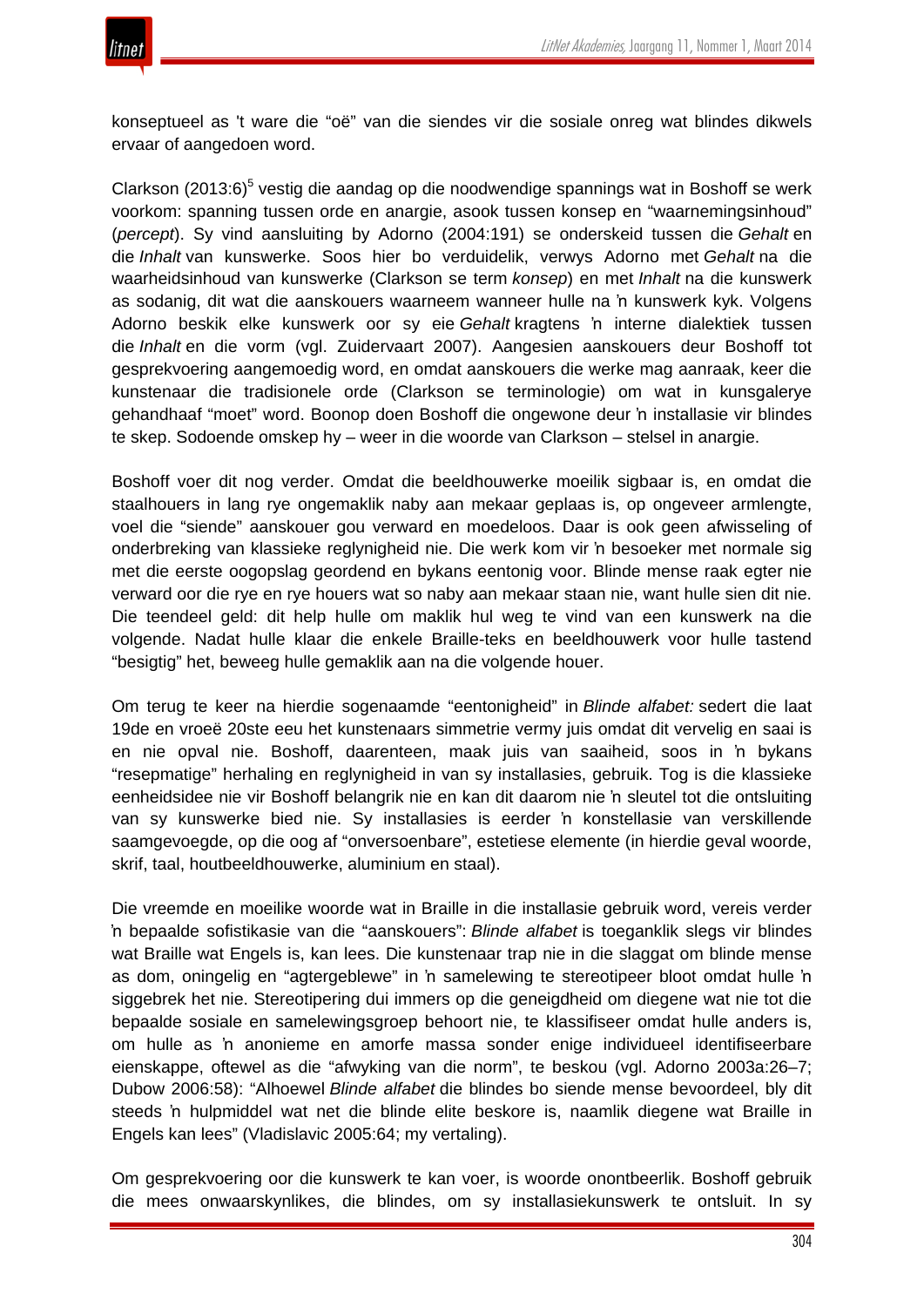konseptueel as 't ware die "oë" van die siendes vir die sosiale onreg wat blindes dikwels ervaar of aangedoen word.

Clarkson (2013:6)[5] vestig die aandag op die noodwendige spannings wat in Boshoff se werk voorkom: spanning tussen orde en anargie, asook tussen konsep en "waarnemingsinhoud" (*percept*). Sy vind aansluiting by Adorno (2004:191) se onderskeid tussen die *Gehalt* en die *Inhalt* van kunswerke. Soos hier bo verduidelik, verwys Adorno met *Gehalt* na die waarheidsinhoud van kunswerke (Clarkson se term *konsep*) en met *Inhalt* na die kunswerk as sodanig, dit wat die aanskouers waarneem wanneer hulle na 'n kunswerk kyk. Volgens Adorno beskik elke kunswerk oor sy eie *Gehalt* kragtens 'n interne dialektiek tussen die *Inhalt* en die vorm (vgl. Zuidervaart 2007). Aangesien aanskouers deur Boshoff tot gesprekvoering aangemoedig word, en omdat aanskouers die werke mag aanraak, keer die kunstenaar die tradisionele orde (Clarkson se terminologie) om wat in kunsgalerye gehandhaaf "moet" word. Boonop doen Boshoff die ongewone deur 'n installasie vir blindes te skep. Sodoende omskep hy – weer in die woorde van Clarkson – stelsel in anargie.

Boshoff voer dit nog verder. Omdat die beeldhouwerke moeilik sigbaar is, en omdat die staalhouers in lang rye ongemaklik naby aan mekaar geplaas is, op ongeveer armlengte, voel die "siende" aanskouer gou verward en moedeloos. Daar is ook geen afwisseling of onderbreking van klassieke reglynigheid nie. Die werk kom vir 'n besoeker met normale sig met die eerste oogopslag geordend en bykans eentonig voor. Blinde mense raak egter nie verward oor die rye en rye houers wat so naby aan mekaar staan nie, want hulle sien dit nie. Die teendeel geld: dit help hulle om maklik hul weg te vind van een kunswerk na die volgende. Nadat hulle klaar die enkele Braille-teks en beeldhouwerk voor hulle tastend "besigtig" het, beweeg hulle gemaklik aan na die volgende houer.

Om terug te keer na hierdie sogenaamde "eentonigheid" in *Blinde alfabet:* sedert die laat 19de en vroeë 20ste eeu het kunstenaars simmetrie vermy juis omdat dit vervelig en saai is en nie opval nie. Boshoff, daarenteen, maak juis van saaiheid, soos in 'n bykans "resepmatige" herhaling en reglynigheid in van sy installasies, gebruik. Tog is die klassieke eenheidsidee nie vir Boshoff belangrik nie en kan dit daarom nie 'n sleutel tot die ontsluiting van sy kunswerke bied nie. Sy installasies is eerder 'n konstellasie van verskillende saamgevoegde, op die oog af "onversoenbare", estetiese elemente (in hierdie geval woorde, skrif, taal, houtbeeldhouwerke, aluminium en staal).

Die vreemde en moeilike woorde wat in Braille in die installasie gebruik word, vereis verder 'n bepaalde sofistikasie van die "aanskouers": *Blinde alfabet* is toeganklik slegs vir blindes wat Braille wat Engels is, kan lees. Die kunstenaar trap nie in die slaggat om blinde mense as dom, oningelig en "agtergeblewe" in 'n samelewing te stereotipeer bloot omdat hulle 'n siggebrek het nie. Stereotipering dui immers op die geneigdheid om diegene wat nie tot die bepaalde sosiale en samelewingsgroep behoort nie, te klassifiseer omdat hulle anders is, om hulle as 'n anonieme en amorfe massa sonder enige individueel identifiseerbare eienskappe, oftewel as die "afwyking van die norm", te beskou (vgl. Adorno 2003a:26–7; Dubow 2006:58): "Alhoewel *Blinde alfabet* die blindes bo siende mense bevoordeel, bly dit steeds 'n hulpmiddel wat net die blinde elite beskore is, naamlik diegene wat Braille in Engels kan lees" (Vladislavic 2005:64; my vertaling).

Om gesprekvoering oor die kunswerk te kan voer, is woorde onontbeerlik. Boshoff gebruik die mees onwaarskynlikes, die blindes, om sy installasiekunswerk te ontsluit. In sy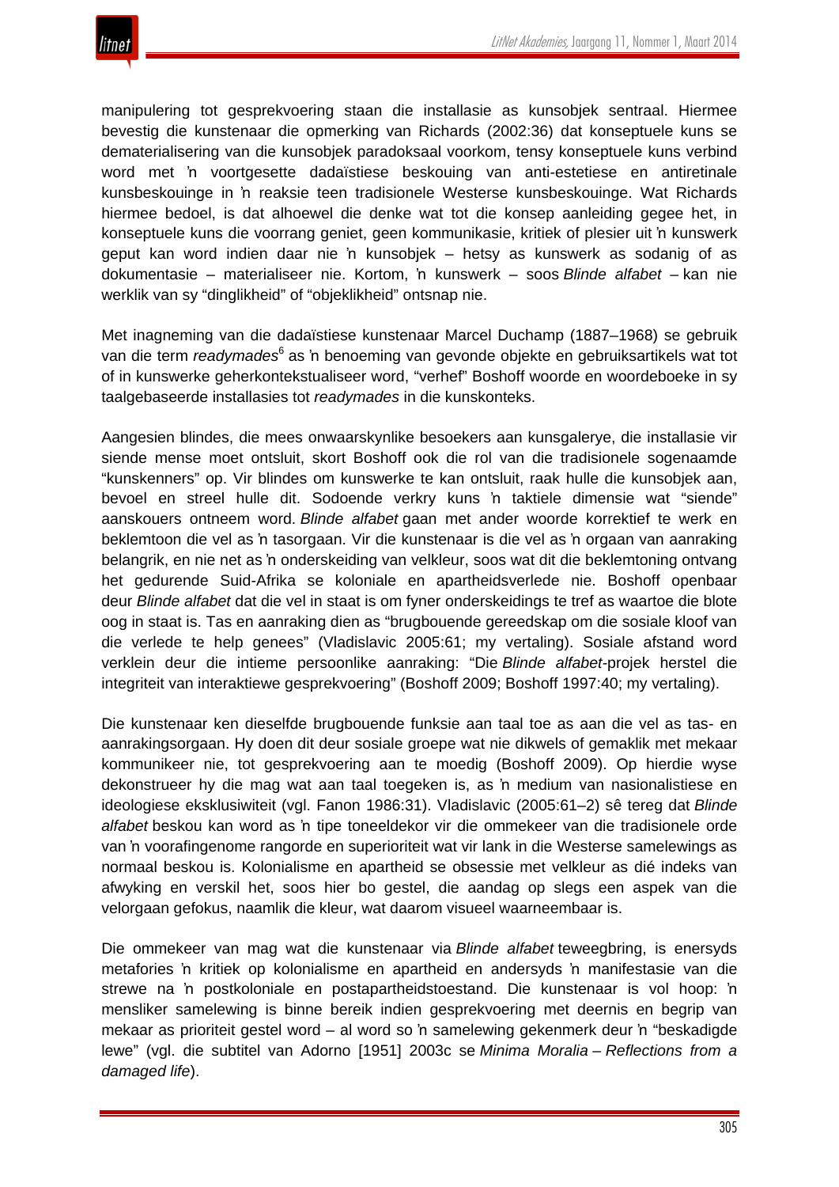manipulering tot gesprekvoering staan die installasie as kunsobjek sentraal. Hiermee bevestig die kunstenaar die opmerking van Richards (2002:36) dat konseptuele kuns se dematerialisering van die kunsobjek paradoksaal voorkom, tensy konseptuele kuns verbind word met ’n voortgesette dadaïstiese beskouing van anti-estetiese en antiretinale kunsbeskouinge in ’n reaksie teen tradisionele Westerse kunsbeskouinge. Wat Richards hiermee bedoel, is dat alhoewel die denke wat tot die konsep aanleiding gegee het, in konseptuele kuns die voorrang geniet, geen kommunikasie, kritiek of plesier uit ’n kunswerk geput kan word indien daar nie ’n kunsobjek – hetsy as kunswerk as sodanig of as dokumentasie – materialiseer nie. Kortom, ’n kunswerk – soos *Blinde alfabet* – kan nie werklik van sy “dinglikheid” of “objeklikheid” ontsnap nie.

Met inagneming van die dadaïstiese kunstenaar Marcel Duchamp (1887–1968) se gebruik van die term *readymades*[6] as ’n benoeming van gevonde objekte en gebruiksartikels wat tot of in kunswerke geherkontekstualiseer word, “verhef” Boshoff woorde en woordeboeke in sy taalgebaseerde installasies tot *readymades* in die kunskonteks.

Aangesien blindes, die mees onwaarskynlike besoekers aan kunsgalerye, die installasie vir siende mense moet ontsluit, skort Boshoff ook die rol van die tradisionele sogenaamde “kunskenners” op. Vir blindes om kunswerke te kan ontsluit, raak hulle die kunsobjek aan, bevoel en streel hulle dit. Sodoende verkry kuns ’n taktiele dimensie wat “siende” aanskouers ontneem word. *Blinde alfabet* gaan met ander woorde korrektief te werk en beklemtoon die vel as ’n tasorgaan. Vir die kunstenaar is die vel as ’n orgaan van aanraking belangrik, en nie net as ’n onderskeiding van velkleur, soos wat dit die beklemtoning ontvang het gedurende Suid-Afrika se koloniale en apartheidsverlede nie. Boshoff openbaar deur *Blinde alfabet* dat die vel in staat is om fyner onderskeidings te tref as waartoe die blote oog in staat is. Tas en aanraking dien as “brugbouende gereedskap om die sosiale kloof van die verlede te help genees” (Vladislavic 2005:61; my vertaling). Sosiale afstand word verklein deur die intieme persoonlike aanraking: “Die *Blinde alfabet*-projek herstel die integriteit van interaktiewe gesprekvoering” (Boshoff 2009; Boshoff 1997:40; my vertaling).

Die kunstenaar ken dieselfde brugbouende funksie aan taal toe as aan die vel as tas- en aanrakingsorgaan. Hy doen dit deur sosiale groepe wat nie dikwels of gemaklik met mekaar kommunikeer nie, tot gesprekvoering aan te moedig (Boshoff 2009). Op hierdie wyse dekonstrueer hy die mag wat aan taal toegeken is, as ’n medium van nasionalistiese en ideologiese eksklusiwiteit (vgl. Fanon 1986:31). Vladislavic (2005:61–2) sê tereg dat *Blinde alfabet* beskou kan word as ’n tipe toneeldekor vir die ommekeer van die tradisionele orde van ’n voorafingenome rangorde en superioriteit wat vir lank in die Westerse samelewings as normaal beskou is. Kolonialisme en apartheid se obsessie met velkleur as dié indeks van afwyking en verskil het, soos hier bo gestel, die aandag op slegs een aspek van die velorgaan gefokus, naamlik die kleur, wat daarom visueel waarneembaar is.

Die ommekeer van mag wat die kunstenaar via *Blinde alfabet* teweegbring, is enersyds metafories ’n kritiek op kolonialisme en apartheid en andersyds ’n manifestasie van die strewe na ’n postkoloniale en postapartheidstoestand. Die kunstenaar is vol hoop: ’n mensliker samelewing is binne bereik indien gesprekvoering met deernis en begrip van mekaar as prioriteit gestel word – al word so ’n samelewing gekenmerk deur ’n “beskadigde lewe” (vgl. die subtitel van Adorno [1951] 2003c se *Minima Moralia – Reflections from a damaged life*).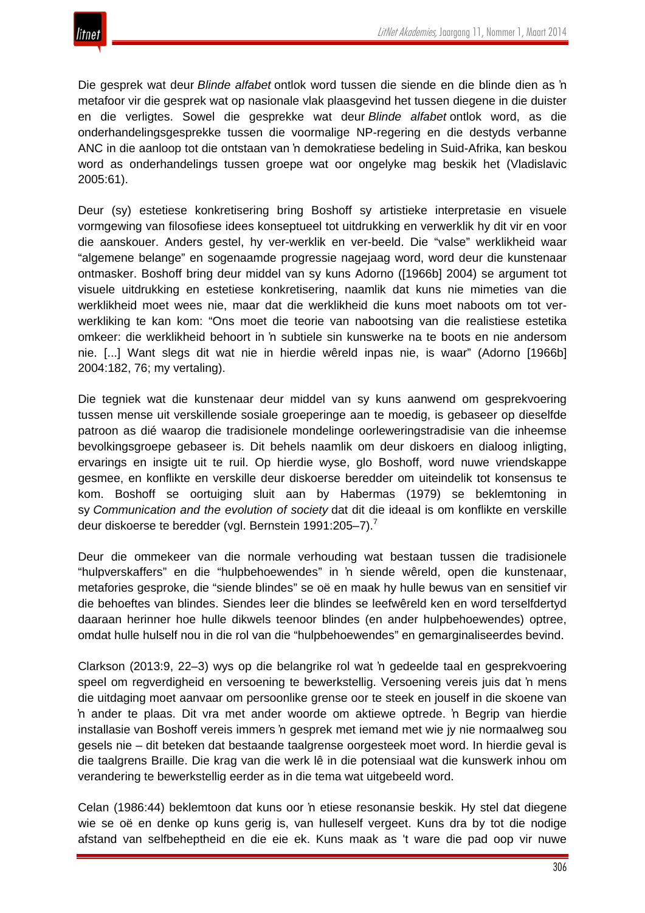Die gesprek wat deur *Blinde alfabet* ontlok word tussen die siende en die blinde dien as ŉ metafoor vir die gesprek wat op nasionale vlak plaasgevind het tussen diegene in die duister en die verligtes. Sowel die gesprekke wat deur *Blinde alfabet* ontlok word, as die onderhandelingsgesprekke tussen die voormalige NP-regering en die destyds verbanne ANC in die aanloop tot die ontstaan van ŉ demokratiese bedeling in Suid-Afrika, kan beskou word as onderhandelings tussen groepe wat oor ongelyke mag beskik het (Vladislavic 2005:61).

Deur (sy) estetiese konkretisering bring Boshoff sy artistieke interpretasie en visuele vormgewing van filosofiese idees konseptueel tot uitdrukking en verwerklik hy dit vir en voor die aanskouer. Anders gestel, hy ver-werklik en ver-beeld. Die "valse" werklikheid waar "algemene belange" en sogenaamde progressie nagejaag word, word deur die kunstenaar ontmasker. Boshoff bring deur middel van sy kuns Adorno ([1966b] 2004) se argument tot visuele uitdrukking en estetiese konkretisering, naamlik dat kuns nie mimeties van die werklikheid moet wees nie, maar dat die werklikheid die kuns moet naboots om tot ver-werkliking te kan kom: "Ons moet die teorie van nabootsing van die realistiese estetika omkeer: die werklikheid behoort in ŉ subtiele sin kunswerke na te boots en nie andersom nie. [...] Want slegs dit wat nie in hierdie wêreld inpas nie, is waar" (Adorno [1966b] 2004:182, 76; my vertaling).

Die tegniek wat die kunstenaar deur middel van sy kuns aanwend om gesprekvoering tussen mense uit verskillende sosiale groeperinge aan te moedig, is gebaseer op dieselfde patroon as dié waarop die tradisionele mondelinge oorleweringstradisie van die inheemse bevolkingsgroepe gebaseer is. Dit behels naamlik om deur diskoers en dialoog inligting, ervarings en insigte uit te ruil. Op hierdie wyse, glo Boshoff, word nuwe vriendskappe gesmee, en konflikte en verskille deur diskoerse beredder om uiteindelik tot konsensus te kom. Boshoff se oortuiging sluit aan by Habermas (1979) se beklemtoning in sy *Communication and the evolution of society* dat dit die ideaal is om konflikte en verskille deur diskoerse te beredder (vgl. Bernstein 1991:205–7).[7]

Deur die ommekeer van die normale verhouding wat bestaan tussen die tradisionele "hulpverskaffers" en die "hulpbehoewendes" in ŉ siende wêreld, open die kunstenaar, metafories gesproke, die "siende blindes" se oë en maak hy hulle bewus van en sensitief vir die behoeftes van blindes. Siendes leer die blindes se leefwêreld ken en word terselfdertyd daaraan herinner hoe hulle dikwels teenoor blindes (en ander hulpbehoewendes) optree, omdat hulle hulself nou in die rol van die "hulpbehoewendes" en gemarginaliseerdes bevind.

Clarkson (2013:9, 22–3) wys op die belangrike rol wat ŉ gedeelde taal en gesprekvoering speel om regverdigheid en versoening te bewerkstellig. Versoening vereis juis dat ŉ mens die uitdaging moet aanvaar om persoonlike grense oor te steek en jouself in die skoene van ŉ ander te plaas. Dit vra met ander woorde om aktiewe optrede. ŉ Begrip van hierdie installasie van Boshoff vereis immers ŉ gesprek met iemand met wie jy nie normaalweg sou gesels nie – dit beteken dat bestaande taalgrense oorgesteek moet word. In hierdie geval is die taalgrens Braille. Die krag van die werk lê in die potensiaal wat die kunswerk inhou om verandering te bewerkstellig eerder as in die tema wat uitgebeeld word.

Celan (1986:44) beklemtoon dat kuns oor ŉ etiese resonansie beskik. Hy stel dat diegene wie se oë en denke op kuns gerig is, van hulleself vergeet. Kuns dra by tot die nodige afstand van selfbeheptheid en die eie ek. Kuns maak as 't ware die pad oop vir nuwe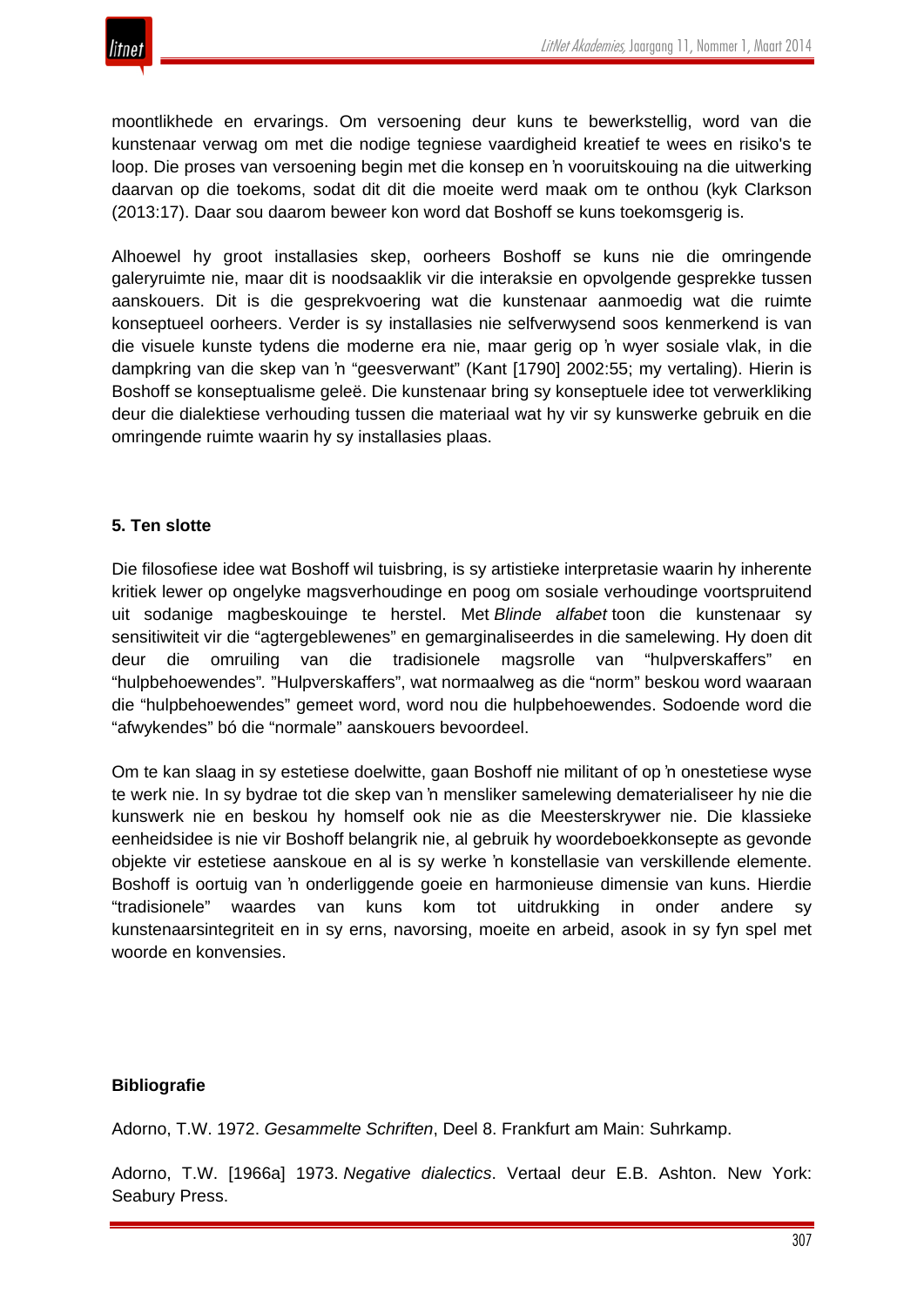moontlikhede en ervarings. Om versoening deur kuns te bewerkstellig, word van die kunstenaar verwag om met die nodige tegniese vaardigheid kreatief te wees en risiko's te loop. Die proses van versoening begin met die konsep en ŉ vooruitskouing na die uitwerking daarvan op die toekoms, sodat dit dit die moeite werd maak om te onthou (kyk Clarkson (2013:17). Daar sou daarom beweer kon word dat Boshoff se kuns toekomsgerig is.

Alhoewel hy groot installasies skep, oorheers Boshoff se kuns nie die omringende galeryruimte nie, maar dit is noodsaaklik vir die interaksie en opvolgende gesprekke tussen aanskouers. Dit is die gesprekvoering wat die kunstenaar aanmoedig wat die ruimte konseptueel oorheers. Verder is sy installasies nie selfverwysend soos kenmerkend is van die visuele kunste tydens die moderne era nie, maar gerig op ŉ wyer sosiale vlak, in die dampkring van die skep van ŉ "geesverwant" (Kant [1790] 2002:55; my vertaling). Hierin is Boshoff se konseptualisme geleë. Die kunstenaar bring sy konseptuele idee tot verwerkliking deur die dialektiese verhouding tussen die materiaal wat hy vir sy kunswerke gebruik en die omringende ruimte waarin hy sy installasies plaas.

## 5. Ten slotte

Die filosofiese idee wat Boshoff wil tuisbring, is sy artistieke interpretasie waarin hy inherente kritiek lewer op ongelyke magsverhoudinge en poog om sosiale verhoudinge voortspruitend uit sodanige magbeskouinge te herstel. Met *Blinde alfabet* toon die kunstenaar sy sensitiwiteit vir die "agtergeblewenes" en gemarginaliseerdes in die samelewing. Hy doen dit deur die omruiling van die tradisionele magsrolle van "hulpverskaffers" en "hulpbehoewendes". "Hulpverskaffers", wat normaalweg as die "norm" beskou word waaraan die "hulpbehoewendes" gemeet word, word nou die hulpbehoewendes. Sodoende word die "afwykendes" bó die "normale" aanskouers bevoordeel.

Om te kan slaag in sy estetiese doelwitte, gaan Boshoff nie militant of op ŉ onestetiese wyse te werk nie. In sy bydrae tot die skep van ŉ mensliker samelewing dematerialiseer hy nie die kunswerk nie en beskou hy homself ook nie as die Meesterskrywer nie. Die klassieke eenheidsidee is nie vir Boshoff belangrik nie, al gebruik hy woordeboekkonsepte as gevonde objekte vir estetiese aanskoue en al is sy werke ŉ konstellasie van verskillende elemente. Boshoff is oortuig van ŉ onderliggende goeie en harmonieuse dimensie van kuns. Hierdie "tradisionele" waardes van kuns kom tot uitdrukking in onder andere sy kunstenaarsintegriteit en in sy erns, navorsing, moeite en arbeid, asook in sy fyn spel met woorde en konvensies.

## Bibliografie

Adorno, T.W. 1972. *Gesammelte Schriften*, Deel 8. Frankfurt am Main: Suhrkamp.

Adorno, T.W. [1966a] 1973. *Negative dialectics*. Vertaal deur E.B. Ashton. New York: Seabury Press.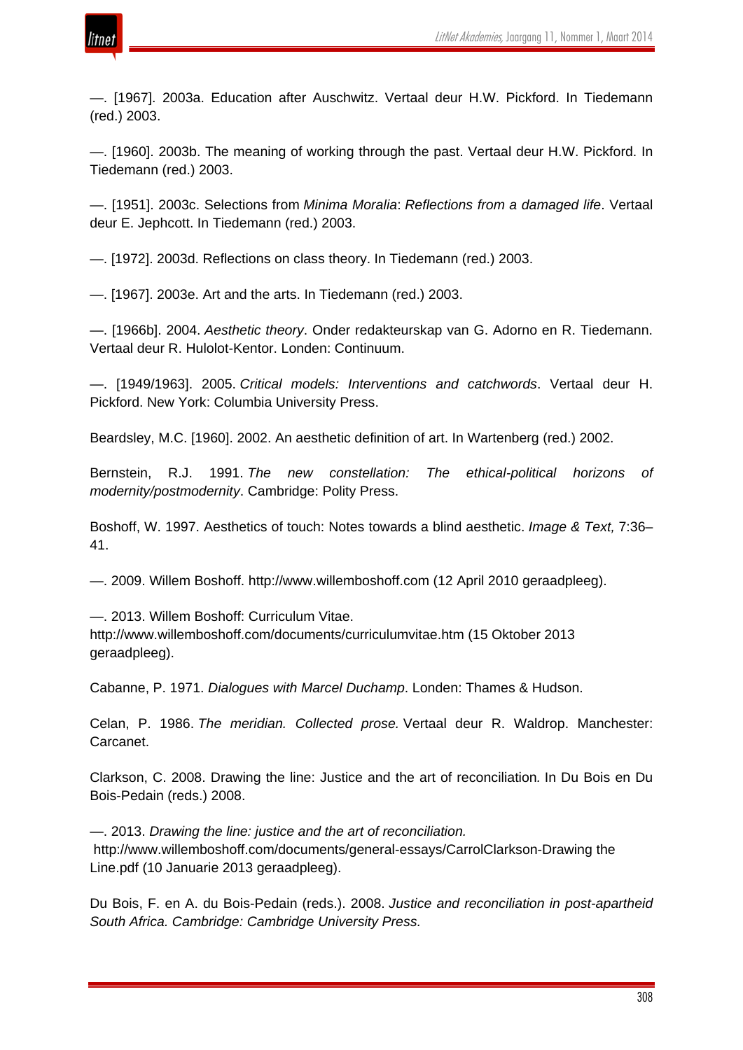—. [1967]. 2003a. Education after Auschwitz. Vertaal deur H.W. Pickford. In Tiedemann (red.) 2003.

—. [1960]. 2003b. The meaning of working through the past. Vertaal deur H.W. Pickford. In Tiedemann (red.) 2003.

—. [1951]. 2003c. Selections from *Minima Moralia*: *Reflections from a damaged life*. Vertaal deur E. Jephcott. In Tiedemann (red.) 2003.

—. [1972]. 2003d. Reflections on class theory. In Tiedemann (red.) 2003.

—. [1967]. 2003e. Art and the arts. In Tiedemann (red.) 2003.

—. [1966b]. 2004. *Aesthetic theory*. Onder redakteurskap van G. Adorno en R. Tiedemann. Vertaal deur R. Hulolot-Kentor. Londen: Continuum.

—. [1949/1963]. 2005. *Critical models: Interventions and catchwords*. Vertaal deur H. Pickford. New York: Columbia University Press.

Beardsley, M.C. [1960]. 2002. An aesthetic definition of art. In Wartenberg (red.) 2002.

Bernstein, R.J. 1991. *The new constellation: The ethical-political horizons of modernity/postmodernity*. Cambridge: Polity Press.

Boshoff, W. 1997. Aesthetics of touch: Notes towards a blind aesthetic. *Image & Text,* 7:36–41.

—. 2009. Willem Boshoff. http://www.willemboshoff.com (12 April 2010 geraadpleeg).

—. 2013. Willem Boshoff: Curriculum Vitae. http://www.willemboshoff.com/documents/curriculumvitae.htm (15 Oktober 2013 geraadpleeg).

Cabanne, P. 1971. *Dialogues with Marcel Duchamp*. Londen: Thames & Hudson.

Celan, P. 1986. *The meridian. Collected prose.* Vertaal deur R. Waldrop. Manchester: Carcanet.

Clarkson, C. 2008. Drawing the line: Justice and the art of reconciliation. In Du Bois en Du Bois-Pedain (reds.) 2008.

—. 2013. *Drawing the line: justice and the art of reconciliation.* http://www.willemboshoff.com/documents/general-essays/CarrolClarkson-Drawing the Line.pdf (10 Januarie 2013 geraadpleeg).

Du Bois, F. en A. du Bois-Pedain (reds.). 2008. *Justice and reconciliation in post-apartheid South Africa. Cambridge: Cambridge University Press.*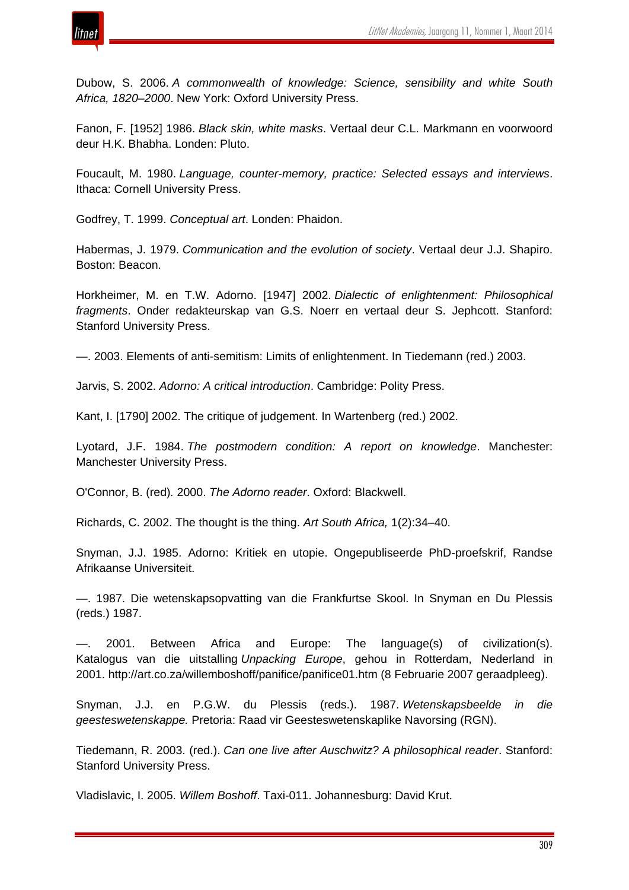Dubow, S. 2006. *A commonwealth of knowledge: Science, sensibility and white South Africa, 1820–2000*. New York: Oxford University Press.

Fanon, F. [1952] 1986. *Black skin, white masks*. Vertaal deur C.L. Markmann en voorwoord deur H.K. Bhabha. Londen: Pluto.

Foucault, M. 1980. *Language, counter-memory, practice: Selected essays and interviews*. Ithaca: Cornell University Press.

Godfrey, T. 1999. *Conceptual art*. Londen: Phaidon.

Habermas, J. 1979. *Communication and the evolution of society*. Vertaal deur J.J. Shapiro. Boston: Beacon.

Horkheimer, M. en T.W. Adorno. [1947] 2002. *Dialectic of enlightenment: Philosophical fragments*. Onder redakteurskap van G.S. Noerr en vertaal deur S. Jephcott. Stanford: Stanford University Press.

—. 2003. Elements of anti-semitism: Limits of enlightenment. In Tiedemann (red.) 2003.

Jarvis, S. 2002. *Adorno: A critical introduction*. Cambridge: Polity Press.

Kant, I. [1790] 2002. The critique of judgement. In Wartenberg (red.) 2002.

Lyotard, J.F. 1984. *The postmodern condition: A report on knowledge*. Manchester: Manchester University Press.

O'Connor, B. (red). 2000. *The Adorno reader*. Oxford: Blackwell.

Richards, C. 2002. The thought is the thing. *Art South Africa,* 1(2):34–40.

Snyman, J.J. 1985. Adorno: Kritiek en utopie. Ongepubliseerde PhD-proefskrif, Randse Afrikaanse Universiteit.

—. 1987. Die wetenskapsopvatting van die Frankfurtse Skool. In Snyman en Du Plessis (reds.) 1987.

—. 2001. Between Africa and Europe: The language(s) of civilization(s). Katalogus van die uitstalling *Unpacking Europe*, gehou in Rotterdam, Nederland in 2001. http://art.co.za/willemboshoff/panifice/panifice01.htm (8 Februarie 2007 geraadpleeg).

Snyman, J.J. en P.G.W. du Plessis (reds.). 1987. *Wetenskapsbeelde in die geesteswetenskappe.* Pretoria: Raad vir Geesteswetenskaplike Navorsing (RGN).

Tiedemann, R. 2003. (red.). *Can one live after Auschwitz? A philosophical reader*. Stanford: Stanford University Press.

Vladislavic, I. 2005. *Willem Boshoff*. Taxi-011. Johannesburg: David Krut.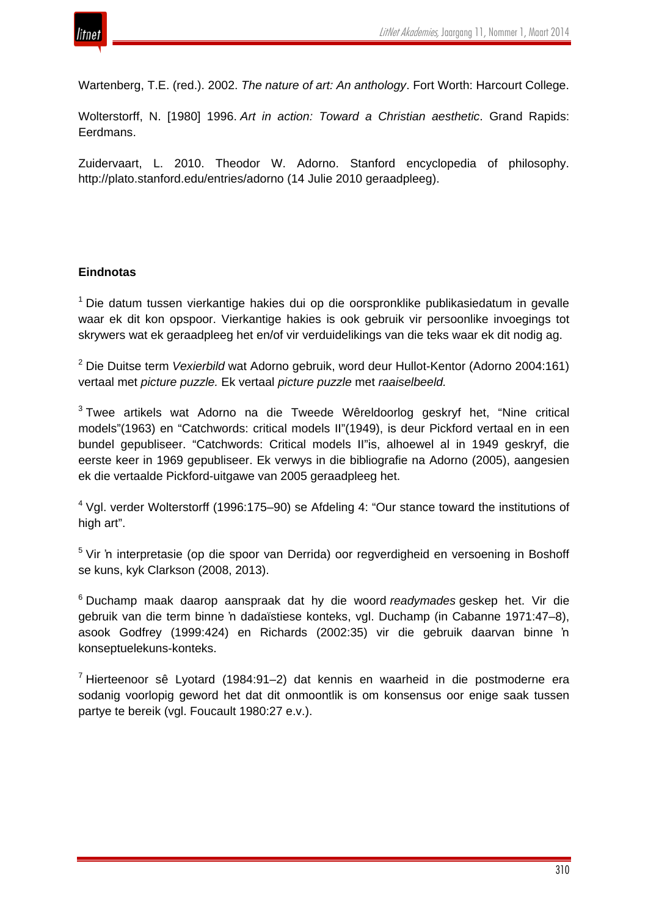Wartenberg, T.E. (red.). 2002. *The nature of art: An anthology*. Fort Worth: Harcourt College.

Wolterstorff, N. [1980] 1996. *Art in action: Toward a Christian aesthetic*. Grand Rapids: Eerdmans.

Zuidervaart, L. 2010. Theodor W. Adorno. Stanford encyclopedia of philosophy. http://plato.stanford.edu/entries/adorno (14 Julie 2010 geraadpleeg).

## Eindnotas

[1] Die datum tussen vierkantige hakies dui op die oorspronklike publikasiedatum in gevalle waar ek dit kon opspoor. Vierkantige hakies is ook gebruik vir persoonlike invoegings tot skrywers wat ek geraadpleeg het en/of vir verduidelikings van die teks waar ek dit nodig ag.

[2] Die Duitse term *Vexierbild* wat Adorno gebruik, word deur Hullot-Kentor (Adorno 2004:161) vertaal met *picture puzzle.* Ek vertaal *picture puzzle* met *raaiselbeeld.*

[3] Twee artikels wat Adorno na die Tweede Wêreldoorlog geskryf het, "Nine critical models"(1963) en "Catchwords: critical models II"(1949), is deur Pickford vertaal en in een bundel gepubliseer. "Catchwords: Critical models II"is, alhoewel al in 1949 geskryf, die eerste keer in 1969 gepubliseer. Ek verwys in die bibliografie na Adorno (2005), aangesien ek die vertaalde Pickford-uitgawe van 2005 geraadpleeg het.

[4] Vgl. verder Wolterstorff (1996:175–90) se Afdeling 4: "Our stance toward the institutions of high art".

[5] Vir 'n interpretasie (op die spoor van Derrida) oor regverdigheid en versoening in Boshoff se kuns, kyk Clarkson (2008, 2013).

[6] Duchamp maak daarop aanspraak dat hy die woord *readymades* geskep het. Vir die gebruik van die term binne 'n dadaïstiese konteks, vgl. Duchamp (in Cabanne 1971:47–8), asook Godfrey (1999:424) en Richards (2002:35) vir die gebruik daarvan binne 'n konseptuelekuns-konteks.

[7] Hierteenoor sê Lyotard (1984:91–2) dat kennis en waarheid in die postmoderne era sodanig voorlopig geword het dat dit onmoontlik is om konsensus oor enige saak tussen partye te bereik (vgl. Foucault 1980:27 e.v.).